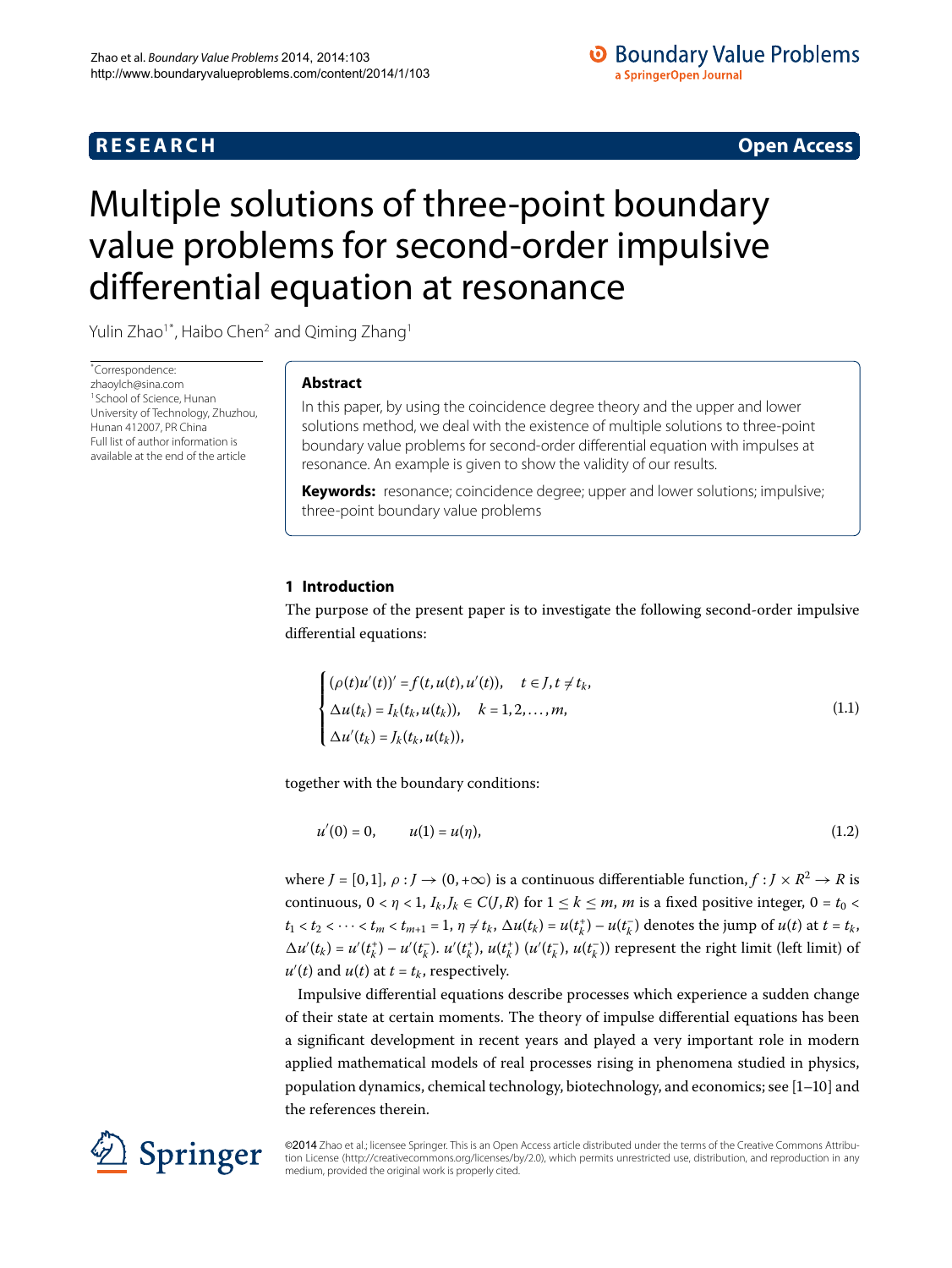# Multiple solutions of three-point boundary value problems for second-order impulsive differential equation at resonance

Yulin Zhao[1*], Haibo Chen[2] and Qiming Zhang[1]

*Correspondence: zhaoylch@sina.com
[1] School of Science, Hunan University of Technology, Zhuzhou, Hunan 412007, PR China
Full list of author information is available at the end of the article

## Abstract

In this paper, by using the coincidence degree theory and the upper and lower solutions method, we deal with the existence of multiple solutions to three-point boundary value problems for second-order differential equation with impulses at resonance. An example is given to show the validity of our results.

**Keywords:** resonance; coincidence degree; upper and lower solutions; impulsive; three-point boundary value problems

## 1 Introduction

The purpose of the present paper is to investigate the following second-order impulsive differential equations:

$$\begin{cases} (\rho(t)u'(t))' = f(t, u(t), u'(t)), \quad t \in J, t \neq t_k, \\ \Delta u(t_k) = I_k(t_k, u(t_k)), \quad k = 1, 2, \ldots, m, \\ \Delta u'(t_k) = J_k(t_k, u(t_k)), \end{cases} \tag{1.1}$$

together with the boundary conditions:

$$u'(0) = 0, \qquad u(1) = u(\eta), \tag{1.2}$$

where $J = [0,1]$, $\rho : J \to (0, +\infty)$ is a continuous differentiable function, $f : J \times R^2 \to R$ is continuous, $0 < \eta < 1$, $I_k, J_k \in C(J, R)$ for $1 \leq k \leq m$, $m$ is a fixed positive integer, $0 = t_0 < t_1 < t_2 < \cdots < t_m < t_{m+1} = 1$, $\eta \neq t_k$, $\Delta u(t_k) = u(t_k^+) - u(t_k^-)$ denotes the jump of $u(t)$ at $t = t_k$, $\Delta u'(t_k) = u'(t_k^+) - u'(t_k^-)$. $u'(t_k^+)$, $u(t_k^+)$ ($u'(t_k^-)$, $u(t_k^-)$) represent the right limit (left limit) of $u'(t)$ and $u(t)$ at $t = t_k$, respectively.

Impulsive differential equations describe processes which experience a sudden change of their state at certain moments. The theory of impulse differential equations has been a significant development in recent years and played a very important role in modern applied mathematical models of real processes rising in phenomena studied in physics, population dynamics, chemical technology, biotechnology, and economics; see [1–10] and the references therein.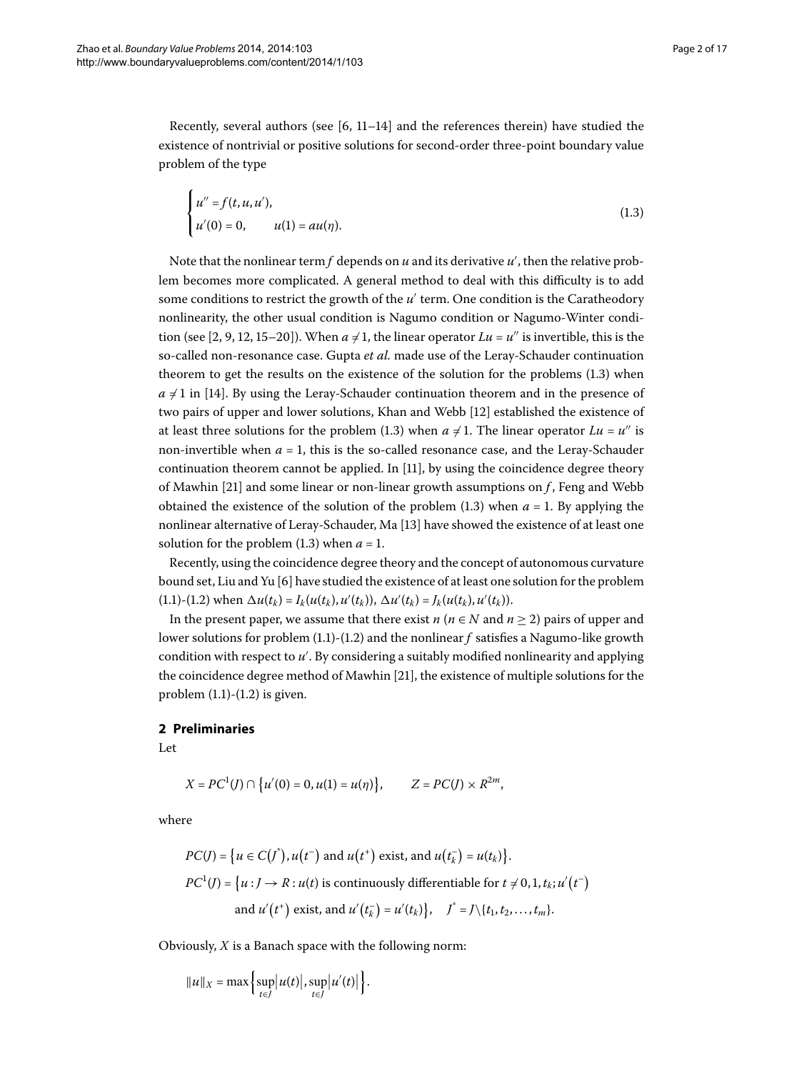Recently, several authors (see [6, 11–14] and the references therein) have studied the existence of nontrivial or positive solutions for second-order three-point boundary value problem of the type

$$\begin{cases} u'' = f(t, u, u'), \\ u'(0) = 0, \qquad u(1) = au(\eta). \end{cases} \tag{1.3}$$

Note that the nonlinear term $f$ depends on $u$ and its derivative $u'$, then the relative problem becomes more complicated. A general method to deal with this difficulty is to add some conditions to restrict the growth of the $u'$ term. One condition is the Caratheodory nonlinearity, the other usual condition is Nagumo condition or Nagumo-Winter condition (see [2, 9, 12, 15–20]). When $a \neq 1$, the linear operator $Lu = u''$ is invertible, this is the so-called non-resonance case. Gupta *et al.* made use of the Leray-Schauder continuation theorem to get the results on the existence of the solution for the problems (1.3) when $a \neq 1$ in [14]. By using the Leray-Schauder continuation theorem and in the presence of two pairs of upper and lower solutions, Khan and Webb [12] established the existence of at least three solutions for the problem (1.3) when $a \neq 1$. The linear operator $Lu = u''$ is non-invertible when $a = 1$, this is the so-called resonance case, and the Leray-Schauder continuation theorem cannot be applied. In [11], by using the coincidence degree theory of Mawhin [21] and some linear or non-linear growth assumptions on $f$, Feng and Webb obtained the existence of the solution of the problem (1.3) when $a = 1$. By applying the nonlinear alternative of Leray-Schauder, Ma [13] have showed the existence of at least one solution for the problem (1.3) when $a = 1$.

Recently, using the coincidence degree theory and the concept of autonomous curvature bound set, Liu and Yu [6] have studied the existence of at least one solution for the problem (1.1)-(1.2) when $\Delta u(t_k) = I_k(u(t_k), u'(t_k))$, $\Delta u'(t_k) = J_k(u(t_k), u'(t_k))$.

In the present paper, we assume that there exist $n$ ($n \in N$ and $n \geq 2$) pairs of upper and lower solutions for problem (1.1)-(1.2) and the nonlinear $f$ satisfies a Nagumo-like growth condition with respect to $u'$. By considering a suitably modified nonlinearity and applying the coincidence degree method of Mawhin [21], the existence of multiple solutions for the problem (1.1)-(1.2) is given.

## 2 Preliminaries

Let

$$X = PC^1(J) \cap \{u'(0) = 0, u(1) = u(\eta)\}, \qquad Z = PC(J) \times R^{2m},$$

where

$$PC(J) = \{u \in C(J^*), u(t^-) \text{ and } u(t^+) \text{ exist, and } u(t_k^-) = u(t_k)\}.$$

$$PC^1(J) = \{u : J \to R : u(t) \text{ is continuously differentiable for } t \neq 0, 1, t_k; u'(t^-) \text{ and } u'(t^+) \text{ exist, and } u'(t_k^-) = u'(t_k)\}, \quad J^* = J \setminus \{t_1, t_2, \ldots, t_m\}.$$

Obviously, $X$ is a Banach space with the following norm:

$$\|u\|_X = \max\Big\{\sup_{t\in J}|u(t)|, \sup_{t\in J}|u'(t)|\Big\}.$$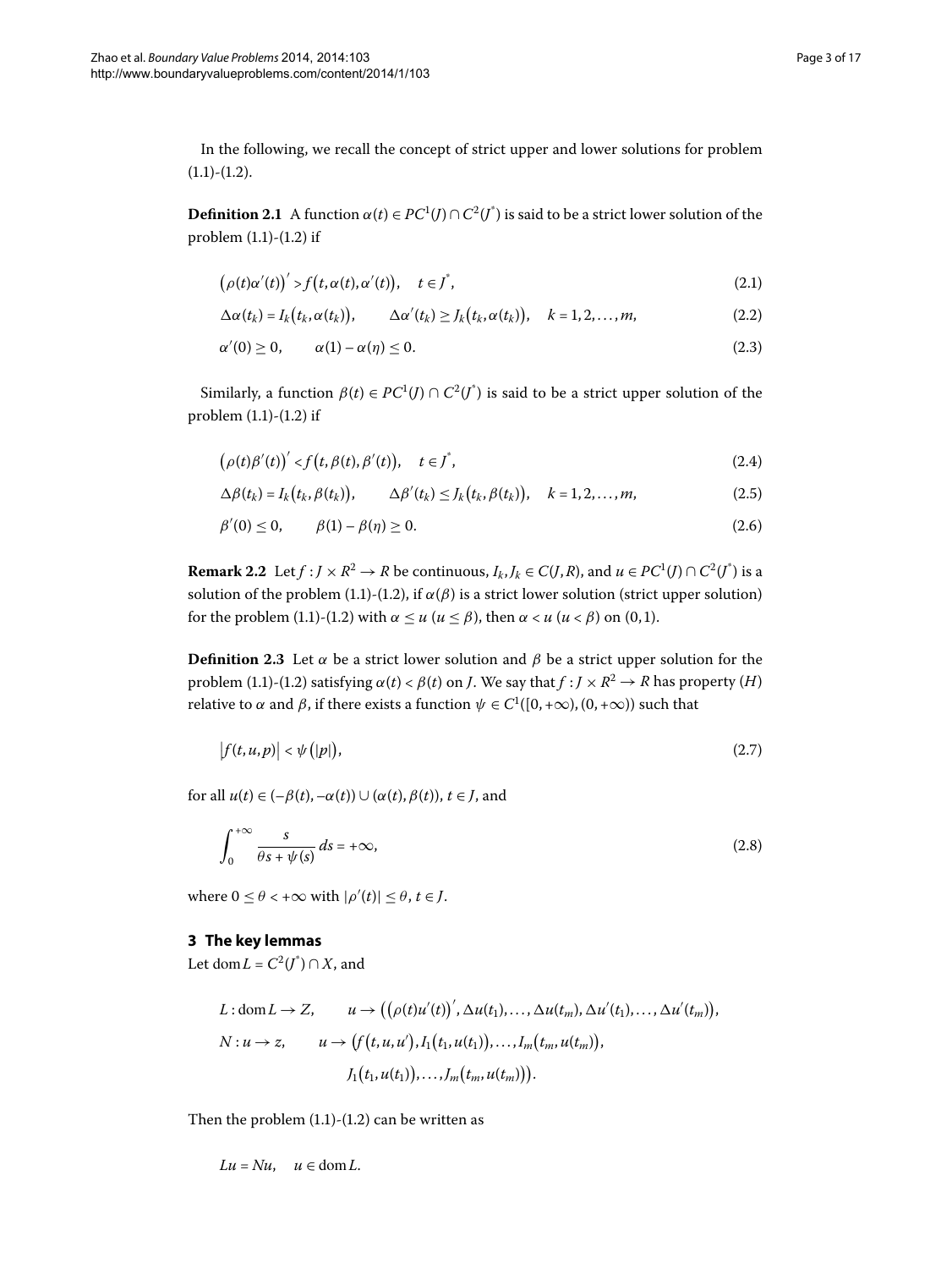In the following, we recall the concept of strict upper and lower solutions for problem (1.1)-(1.2).

**Definition 2.1** A function $\alpha(t) \in PC^1(J) \cap C^2(J^*)$ is said to be a strict lower solution of the problem (1.1)-(1.2) if

$$\big(\rho(t)\alpha'(t)\big)' > f\big(t, \alpha(t), \alpha'(t)\big), \quad t \in J^*, \tag{2.1}$$

$$\Delta\alpha(t_k) = I_k\big(t_k, \alpha(t_k)\big), \qquad \Delta\alpha'(t_k) \geq J_k\big(t_k, \alpha(t_k)\big), \quad k = 1, 2, \ldots, m, \tag{2.2}$$

$$\alpha'(0) \geq 0, \qquad \alpha(1) - \alpha(\eta) \leq 0. \tag{2.3}$$

Similarly, a function $\beta(t) \in PC^1(J) \cap C^2(J^*)$ is said to be a strict upper solution of the problem (1.1)-(1.2) if

$$\big(\rho(t)\beta'(t)\big)' < f\big(t, \beta(t), \beta'(t)\big), \quad t \in J^*, \tag{2.4}$$

$$\Delta\beta(t_k) = I_k\big(t_k, \beta(t_k)\big), \qquad \Delta\beta'(t_k) \leq J_k\big(t_k, \beta(t_k)\big), \quad k = 1, 2, \ldots, m, \tag{2.5}$$

$$\beta'(0) \leq 0, \qquad \beta(1) - \beta(\eta) \geq 0. \tag{2.6}$$

**Remark 2.2** Let $f : J \times R^2 \to R$ be continuous, $I_k, J_k \in C(J, R)$, and $u \in PC^1(J) \cap C^2(J^*)$ is a solution of the problem (1.1)-(1.2), if $\alpha(\beta)$ is a strict lower solution (strict upper solution) for the problem (1.1)-(1.2) with $\alpha \leq u$ ($u \leq \beta$), then $\alpha < u$ ($u < \beta$) on $(0, 1)$.

**Definition 2.3** Let $\alpha$ be a strict lower solution and $\beta$ be a strict upper solution for the problem (1.1)-(1.2) satisfying $\alpha(t) < \beta(t)$ on $J$. We say that $f : J \times R^2 \to R$ has property $(H)$ relative to $\alpha$ and $\beta$, if there exists a function $\psi \in C^1([0, +\infty), (0, +\infty))$ such that

$$\big|f(t, u, p)\big| < \psi\big(|p|\big), \tag{2.7}$$

for all $u(t) \in (-\beta(t), -\alpha(t)) \cup (\alpha(t), \beta(t))$, $t \in J$, and

$$\int_0^{+\infty} \frac{s}{\theta s + \psi(s)} \, ds = +\infty, \tag{2.8}$$

where $0 \leq \theta < +\infty$ with $|\rho'(t)| \leq \theta$, $t \in J$.

## 3 The key lemmas

Let $\operatorname{dom} L = C^2(J^*) \cap X$, and

$$\begin{aligned}
&L : \operatorname{dom} L \to Z, \qquad u \to \big(\big(\rho(t)u'(t)\big)', \Delta u(t_1), \ldots, \Delta u(t_m), \Delta u'(t_1), \ldots, \Delta u'(t_m)\big), \\
&N : u \to z, \qquad u \to \big(f\big(t, u, u'\big), I_1\big(t_1, u(t_1)\big), \ldots, I_m\big(t_m, u(t_m)\big), \\
&\qquad\qquad\qquad J_1\big(t_1, u(t_1)\big), \ldots, J_m\big(t_m, u(t_m)\big)\big).
\end{aligned}$$

Then the problem (1.1)-(1.2) can be written as

$$Lu = Nu, \quad u \in \operatorname{dom} L.$$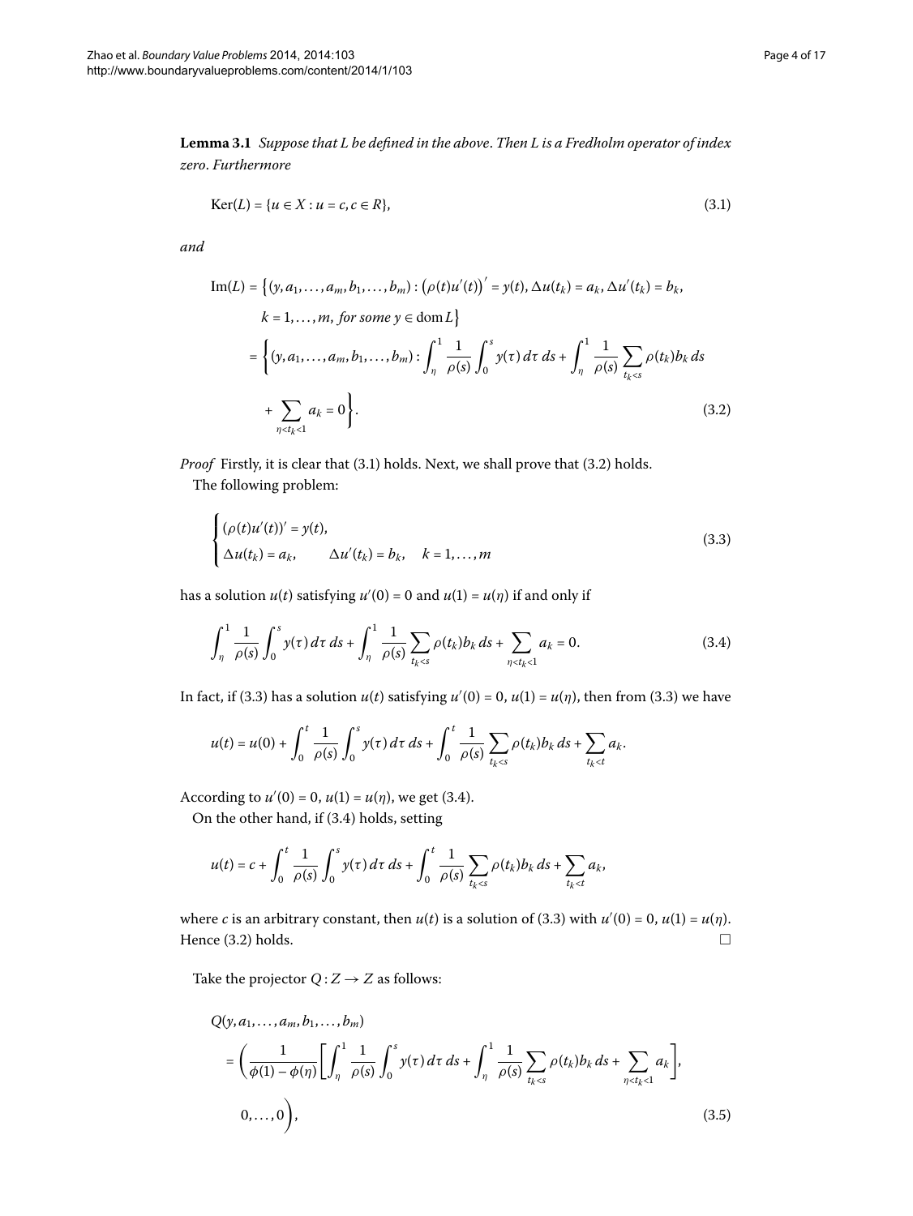**Lemma 3.1** *Suppose that L be defined in the above. Then L is a Fredholm operator of index zero. Furthermore*

$$\operatorname{Ker}(L) = \{u \in X : u = c, c \in R\}, \tag{3.1}$$

*and*

$$\begin{aligned}
\operatorname{Im}(L) &= \Big\{(y, a_1, \ldots, a_m, b_1, \ldots, b_m) : \big(\rho(t)u'(t)\big)' = y(t), \Delta u(t_k) = a_k, \Delta u'(t_k) = b_k, \\
&\qquad k = 1, \ldots, m, \textit{ for some } y \in \operatorname{dom} L\Big\} \\
&= \Bigg\{(y, a_1, \ldots, a_m, b_1, \ldots, b_m) : \int_\eta^1 \frac{1}{\rho(s)} \int_0^s y(\tau)\, d\tau\, ds + \int_\eta^1 \frac{1}{\rho(s)} \sum_{t_k < s} \rho(t_k) b_k\, ds \\
&\qquad + \sum_{\eta < t_k < 1} a_k = 0\Bigg\}.
\end{aligned} \tag{3.2}$$

*Proof* Firstly, it is clear that (3.1) holds. Next, we shall prove that (3.2) holds.

The following problem:

$$\begin{cases} (\rho(t)u'(t))' = y(t), \\ \Delta u(t_k) = a_k, \qquad \Delta u'(t_k) = b_k, \quad k = 1, \ldots, m \end{cases} \tag{3.3}$$

has a solution $u(t)$ satisfying $u'(0) = 0$ and $u(1) = u(\eta)$ if and only if

$$\int_\eta^1 \frac{1}{\rho(s)} \int_0^s y(\tau)\, d\tau\, ds + \int_\eta^1 \frac{1}{\rho(s)} \sum_{t_k < s} \rho(t_k) b_k\, ds + \sum_{\eta < t_k < 1} a_k = 0. \tag{3.4}$$

In fact, if (3.3) has a solution $u(t)$ satisfying $u'(0) = 0$, $u(1) = u(\eta)$, then from (3.3) we have

$$u(t) = u(0) + \int_0^t \frac{1}{\rho(s)} \int_0^s y(\tau)\, d\tau\, ds + \int_0^t \frac{1}{\rho(s)} \sum_{t_k < s} \rho(t_k) b_k\, ds + \sum_{t_k < t} a_k.$$

According to $u'(0) = 0$, $u(1) = u(\eta)$, we get (3.4).

On the other hand, if (3.4) holds, setting

$$u(t) = c + \int_0^t \frac{1}{\rho(s)} \int_0^s y(\tau)\, d\tau\, ds + \int_0^t \frac{1}{\rho(s)} \sum_{t_k < s} \rho(t_k) b_k\, ds + \sum_{t_k < t} a_k,$$

where $c$ is an arbitrary constant, then $u(t)$ is a solution of (3.3) with $u'(0) = 0$, $u(1) = u(\eta)$. Hence (3.2) holds. □

Take the projector $Q : Z \to Z$ as follows:

$$\begin{aligned}
&Q(y, a_1, \ldots, a_m, b_1, \ldots, b_m) \\
&\quad = \Bigg(\frac{1}{\phi(1) - \phi(\eta)}\Bigg[\int_\eta^1 \frac{1}{\rho(s)} \int_0^s y(\tau)\, d\tau\, ds + \int_\eta^1 \frac{1}{\rho(s)} \sum_{t_k < s} \rho(t_k) b_k\, ds + \sum_{\eta < t_k < 1} a_k\Bigg], \\
&\qquad 0, \ldots, 0\Bigg),
\end{aligned} \tag{3.5}$$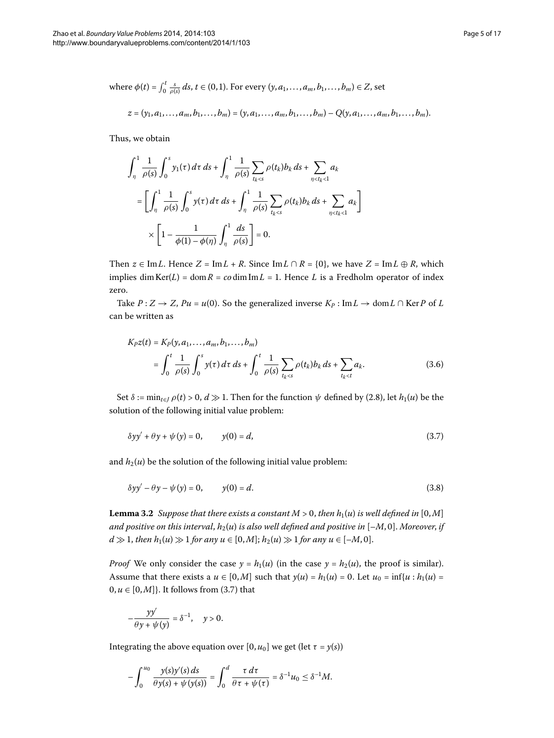where $\phi(t) = \int_0^t \frac{s}{\rho(s)}\,ds$, $t \in (0,1)$. For every $(y, a_1, \dots, a_m, b_1, \dots, b_m) \in Z$, set

$$z = (y_1, a_1, \dots, a_m, b_1, \dots, b_m) = (y, a_1, \dots, a_m, b_1, \dots, b_m) - Q(y, a_1, \dots, a_m, b_1, \dots, b_m).$$

Thus, we obtain

$$\begin{aligned}
&\int_\eta^1 \frac{1}{\rho(s)} \int_0^s y_1(\tau)\,d\tau\,ds + \int_\eta^1 \frac{1}{\rho(s)} \sum_{t_k<s} \rho(t_k) b_k\,ds + \sum_{\eta<t_k<1} a_k \\
&\quad = \left[\int_\eta^1 \frac{1}{\rho(s)} \int_0^s y(\tau)\,d\tau\,ds + \int_\eta^1 \frac{1}{\rho(s)} \sum_{t_k<s} \rho(t_k) b_k\,ds + \sum_{\eta<t_k<1} a_k\right] \\
&\qquad \times \left[1 - \frac{1}{\phi(1) - \phi(\eta)} \int_\eta^1 \frac{ds}{\rho(s)}\right] = 0.
\end{aligned}$$

Then $z \in \operatorname{Im} L$. Hence $Z = \operatorname{Im} L + R$. Since $\operatorname{Im} L \cap R = \{0\}$, we have $Z = \operatorname{Im} L \oplus R$, which implies $\dim \operatorname{Ker}(L) = \operatorname{dom} R = co\dim \operatorname{Im} L = 1$. Hence $L$ is a Fredholm operator of index zero.

Take $P : Z \to Z$, $Pu = u(0)$. So the generalized inverse $K_P : \operatorname{Im} L \to \operatorname{dom} L \cap \operatorname{Ker} P$ of $L$ can be written as

$$\begin{aligned}
K_P z(t) &= K_P(y, a_1, \dots, a_m, b_1, \dots, b_m) \\
&= \int_0^t \frac{1}{\rho(s)} \int_0^s y(\tau)\,d\tau\,ds + \int_0^t \frac{1}{\rho(s)} \sum_{t_k<s} \rho(t_k) b_k\,ds + \sum_{t_k<t} a_k.
\end{aligned} \tag{3.6}$$

Set $\delta := \min_{t\in J} \rho(t) > 0$, $d \gg 1$. Then for the function $\psi$ defined by (2.8), let $h_1(u)$ be the solution of the following initial value problem:

$$\delta y y' + \theta y + \psi(y) = 0, \qquad y(0) = d, \tag{3.7}$$

and $h_2(u)$ be the solution of the following initial value problem:

$$\delta y y' - \theta y - \psi(y) = 0, \qquad y(0) = d. \tag{3.8}$$

**Lemma 3.2** *Suppose that there exists a constant $M > 0$, then $h_1(u)$ is well defined in $[0, M]$ and positive on this interval, $h_2(u)$ is also well defined and positive in $[-M, 0]$. Moreover, if $d \gg 1$, then $h_1(u) \gg 1$ for any $u \in [0, M]$; $h_2(u) \gg 1$ for any $u \in [-M, 0]$.*

*Proof* We only consider the case $y = h_1(u)$ (in the case $y = h_2(u)$, the proof is similar). Assume that there exists a $u \in [0, M]$ such that $y(u) = h_1(u) = 0$. Let $u_0 = \inf\{u : h_1(u) = 0, u \in [0, M]\}$. It follows from (3.7) that

$$-\frac{yy'}{\theta y + \psi(y)} = \delta^{-1}, \quad y > 0.$$

Integrating the above equation over $[0, u_0]$ we get (let $\tau = y(s)$)

$$-\int_0^{u_0} \frac{y(s) y'(s)\,ds}{\theta y(s) + \psi(y(s))} = \int_0^d \frac{\tau\,d\tau}{\theta\tau + \psi(\tau)} = \delta^{-1} u_0 \le \delta^{-1} M.$$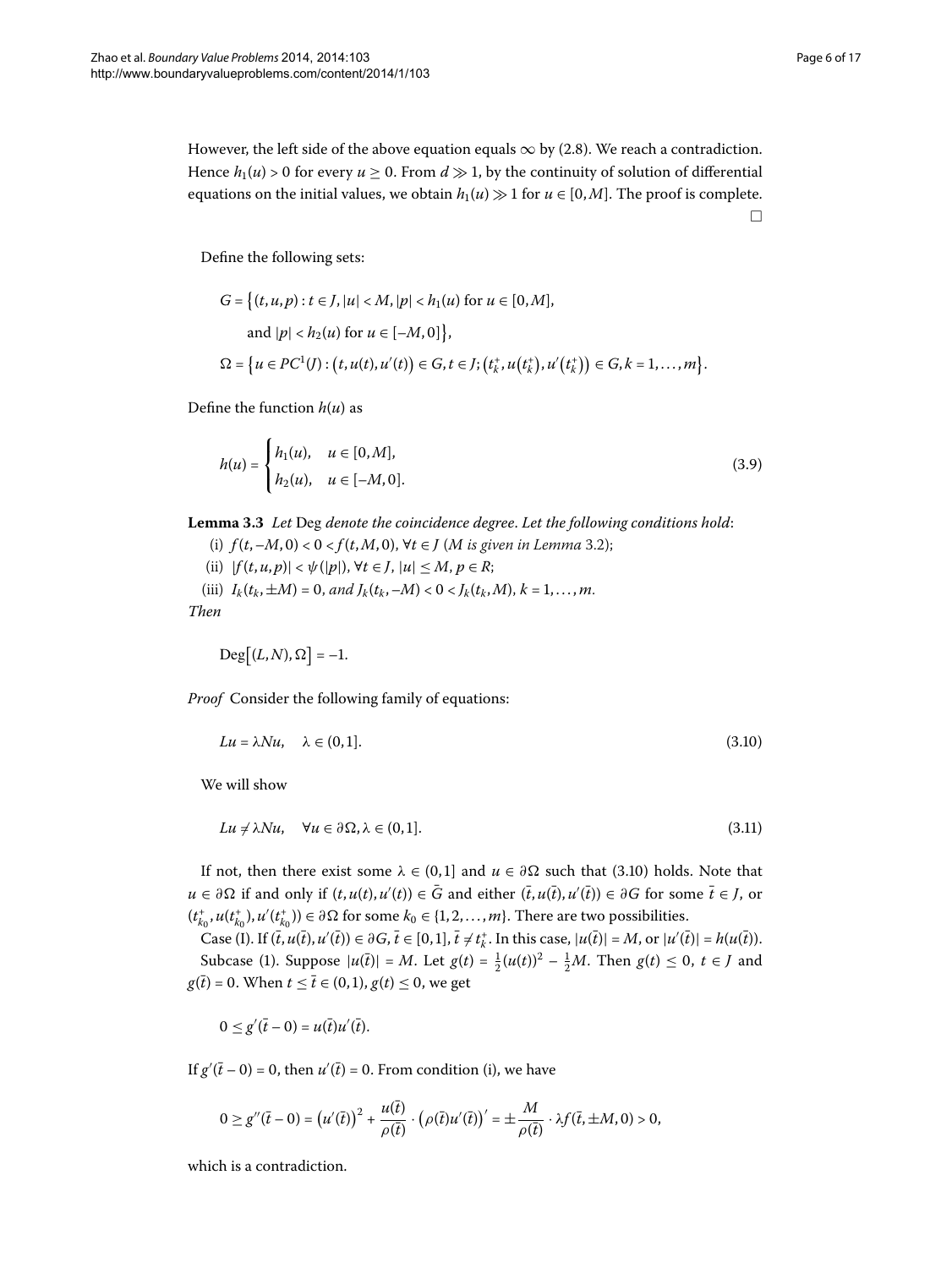However, the left side of the above equation equals $\infty$ by (2.8). We reach a contradiction. Hence $h_1(u) > 0$ for every $u \geq 0$. From $d \gg 1$, by the continuity of solution of differential equations on the initial values, we obtain $h_1(u) \gg 1$ for $u \in [0, M]$. The proof is complete. $\square$

Define the following sets:

$$G = \{(t, u, p) : t \in J, |u| < M, |p| < h_1(u) \text{ for } u \in [0, M],$$
$$\text{and } |p| < h_2(u) \text{ for } u \in [-M, 0]\},$$
$$\Omega = \{u \in PC^1(J) : (t, u(t), u'(t)) \in G, t \in J; (t_k^+, u(t_k^+), u'(t_k^+)) \in G, k = 1, \dots, m\}.$$

Define the function $h(u)$ as

$$h(u) = \begin{cases} h_1(u), & u \in [0, M], \\ h_2(u), & u \in [-M, 0]. \end{cases} \tag{3.9}$$

**Lemma 3.3** *Let* Deg *denote the coincidence degree. Let the following conditions hold*:

(i) $f(t, -M, 0) < 0 < f(t, M, 0)$, $\forall t \in J$ (*M is given in Lemma* 3.2);

(ii) $|f(t, u, p)| < \psi(|p|)$, $\forall t \in J$, $|u| \leq M$, $p \in R$;

(iii) $I_k(t_k, \pm M) = 0$, *and* $J_k(t_k, -M) < 0 < J_k(t_k, M)$, $k = 1, \dots, m$.

*Then*

$$\text{Deg}[(L, N), \Omega] = -1.$$

*Proof* Consider the following family of equations:

$$Lu = \lambda Nu, \quad \lambda \in (0, 1]. \tag{3.10}$$

We will show

$$Lu \neq \lambda Nu, \quad \forall u \in \partial\Omega, \lambda \in (0, 1]. \tag{3.11}$$

If not, then there exist some $\lambda \in (0, 1]$ and $u \in \partial\Omega$ such that (3.10) holds. Note that $u \in \partial\Omega$ if and only if $(t, u(t), u'(t)) \in \bar{G}$ and either $(\bar{t}, u(\bar{t}), u'(\bar{t})) \in \partial G$ for some $\bar{t} \in J$, or $(t_{k_0}^+, u(t_{k_0}^+), u'(t_{k_0}^+)) \in \partial\Omega$ for some $k_0 \in \{1, 2, \dots, m\}$. There are two possibilities.

Case (I). If $(\bar{t}, u(\bar{t}), u'(\bar{t})) \in \partial G$, $\bar{t} \in [0, 1]$, $\bar{t} \neq t_k^+$. In this case, $|u(\bar{t})| = M$, or $|u'(\bar{t})| = h(u(\bar{t}))$.

Subcase (1). Suppose $|u(\bar{t})| = M$. Let $g(t) = \frac{1}{2}(u(t))^2 - \frac{1}{2}M$. Then $g(t) \leq 0$, $t \in J$ and $g(\bar{t}) = 0$. When $t \leq \bar{t} \in (0, 1)$, $g(t) \leq 0$, we get

$$0 \leq g'(\bar{t} - 0) = u(\bar{t})u'(\bar{t}).$$

If $g'(\bar{t} - 0) = 0$, then $u'(\bar{t}) = 0$. From condition (i), we have

$$0 \geq g''(\bar{t} - 0) = (u'(\bar{t}))^2 + \frac{u(\bar{t})}{\rho(\bar{t})} \cdot (\rho(\bar{t})u'(\bar{t}))' = \pm\frac{M}{\rho(\bar{t})} \cdot \lambda f(\bar{t}, \pm M, 0) > 0,$$

which is a contradiction.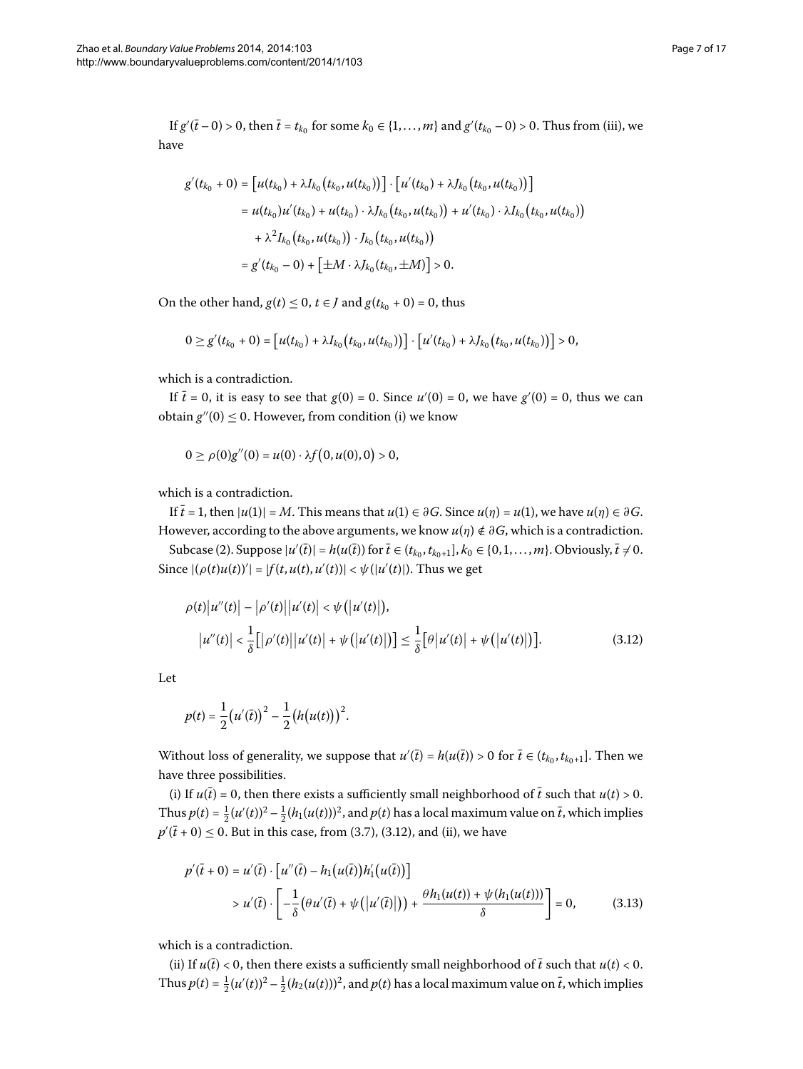If $g'(\bar{t}-0) > 0$, then $\bar{t} = t_{k_0}$ for some $k_0 \in \{1,\dots,m\}$ and $g'(t_{k_0}-0) > 0$. Thus from (iii), we have

$$
\begin{aligned}
g'(t_{k_0}+0) &= \big[u(t_{k_0}) + \lambda I_{k_0}\big(t_{k_0}, u(t_{k_0})\big)\big] \cdot \big[u'(t_{k_0}) + \lambda J_{k_0}\big(t_{k_0}, u(t_{k_0})\big)\big] \\
&= u(t_{k_0})u'(t_{k_0}) + u(t_{k_0}) \cdot \lambda J_{k_0}\big(t_{k_0}, u(t_{k_0})\big) + u'(t_{k_0}) \cdot \lambda I_{k_0}\big(t_{k_0}, u(t_{k_0})\big) \\
&\quad + \lambda^2 I_{k_0}\big(t_{k_0}, u(t_{k_0})\big) \cdot J_{k_0}\big(t_{k_0}, u(t_{k_0})\big) \\
&= g'(t_{k_0}-0) + \big[\pm M \cdot \lambda J_{k_0}(t_{k_0}, \pm M)\big] > 0.
\end{aligned}
$$

On the other hand, $g(t) \le 0$, $t \in J$ and $g(t_{k_0}+0) = 0$, thus

$$
0 \ge g'(t_{k_0}+0) = \big[u(t_{k_0}) + \lambda I_{k_0}\big(t_{k_0}, u(t_{k_0})\big)\big] \cdot \big[u'(t_{k_0}) + \lambda J_{k_0}\big(t_{k_0}, u(t_{k_0})\big)\big] > 0,
$$

which is a contradiction.

If $\bar{t} = 0$, it is easy to see that $g(0) = 0$. Since $u'(0) = 0$, we have $g'(0) = 0$, thus we can obtain $g''(0) \le 0$. However, from condition (i) we know

$$
0 \ge \rho(0)g''(0) = u(0) \cdot \lambda f\big(0, u(0), 0\big) > 0,
$$

which is a contradiction.

If $\bar{t} = 1$, then $|u(1)| = M$. This means that $u(1) \in \partial G$. Since $u(\eta) = u(1)$, we have $u(\eta) \in \partial G$. However, according to the above arguments, we know $u(\eta) \notin \partial G$, which is a contradiction.

Subcase (2). Suppose $|u'(\bar{t})| = h(u(\bar{t}))$ for $\bar{t} \in (t_{k_0}, t_{k_0+1}]$, $k_0 \in \{0,1,\dots,m\}$. Obviously, $\bar{t} \neq 0$. Since $|(\rho(t)u(t))'| = |f(t,u(t),u'(t))| < \psi(|u'(t)|)$. Thus we get

$$
\begin{aligned}
&\rho(t)\big|u''(t)\big| - \big|\rho'(t)\big|\big|u'(t)\big| < \psi\big(\big|u'(t)\big|\big), \\
&\big|u''(t)\big| < \frac{1}{\delta}\big[\big|\rho'(t)\big|\big|u'(t)\big| + \psi\big(\big|u'(t)\big|\big)\big] \le \frac{1}{\delta}\big[\theta\big|u'(t)\big| + \psi\big(\big|u'(t)\big|\big)\big].
\end{aligned}
\tag{3.12}
$$

Let

$$
p(t) = \frac{1}{2}\big(u'(\bar{t})\big)^2 - \frac{1}{2}\big(h\big(u(t)\big)\big)^2.
$$

Without loss of generality, we suppose that $u'(\bar{t}) = h(u(\bar{t})) > 0$ for $\bar{t} \in (t_{k_0}, t_{k_0+1}]$. Then we have three possibilities.

(i) If $u(\bar{t}) = 0$, then there exists a sufficiently small neighborhood of $\bar{t}$ such that $u(t) > 0$. Thus $p(t) = \frac{1}{2}(u'(t))^2 - \frac{1}{2}(h_1(u(t)))^2$, and $p(t)$ has a local maximum value on $\bar{t}$, which implies $p'(\bar{t}+0) \le 0$. But in this case, from (3.7), (3.12), and (ii), we have

$$
\begin{aligned}
p'(\bar{t}+0) &= u'(\bar{t}) \cdot \big[u''(\bar{t}) - h_1\big(u(\bar{t})\big)h_1'\big(u(\bar{t})\big)\big] \\
&> u'(\bar{t}) \cdot \left[-\frac{1}{\delta}\big(\theta u'(\bar{t}) + \psi\big(\big|u'(\bar{t})\big|\big)\big) + \frac{\theta h_1(u(t)) + \psi(h_1(u(t)))}{\delta}\right] = 0,
\end{aligned}
\tag{3.13}
$$

which is a contradiction.

(ii) If $u(\bar{t}) < 0$, then there exists a sufficiently small neighborhood of $\bar{t}$ such that $u(t) < 0$. Thus $p(t) = \frac{1}{2}(u'(t))^2 - \frac{1}{2}(h_2(u(t)))^2$, and $p(t)$ has a local maximum value on $\bar{t}$, which implies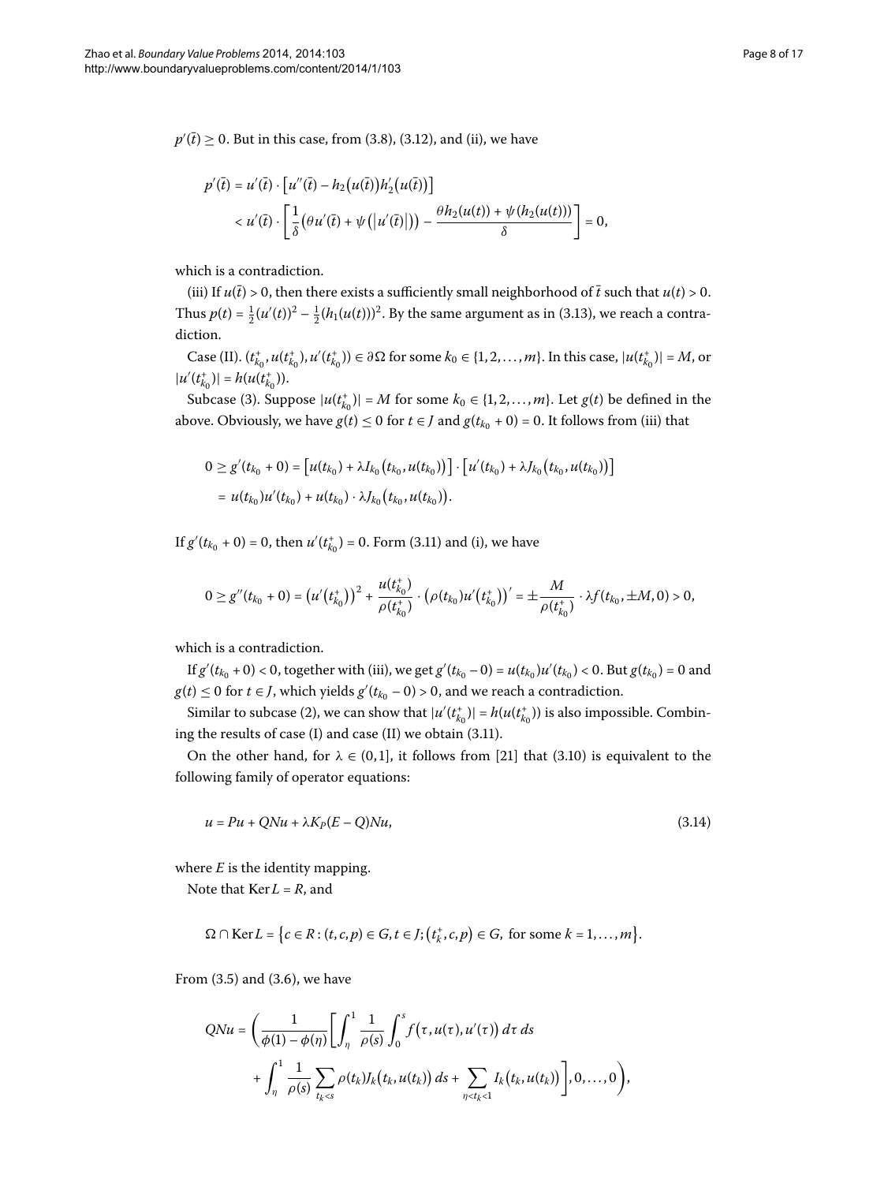$p'(\bar{t}) \geq 0$. But in this case, from (3.8), (3.12), and (ii), we have

$$
\begin{aligned}
p'(\bar{t}) &= u'(\bar{t}) \cdot \left[u''(\bar{t}) - h_2\big(u(\bar{t})\big)h_2'\big(u(\bar{t})\big)\right] \\
&< u'(\bar{t}) \cdot \left[\frac{1}{\delta}\big(\theta u'(\bar{t}) + \psi\big(\left|u'(\bar{t})\right|\big)\big) - \frac{\theta h_2(u(t)) + \psi(h_2(u(t)))}{\delta}\right] = 0,
\end{aligned}
$$

which is a contradiction.

(iii) If $u(\bar{t}) > 0$, then there exists a sufficiently small neighborhood of $\bar{t}$ such that $u(t) > 0$. Thus $p(t) = \frac{1}{2}(u'(t))^2 - \frac{1}{2}(h_1(u(t)))^2$. By the same argument as in (3.13), we reach a contradiction.

Case (II). $(t_{k_0}^+, u(t_{k_0}^+), u'(t_{k_0}^+)) \in \partial\Omega$ for some $k_0 \in \{1, 2, \ldots, m\}$. In this case, $|u(t_{k_0}^+)| = M$, or $|u'(t_{k_0}^+)| = h(u(t_{k_0}^+))$.

Subcase (3). Suppose $|u(t_{k_0}^+)| = M$ for some $k_0 \in \{1, 2, \ldots, m\}$. Let $g(t)$ be defined in the above. Obviously, we have $g(t) \leq 0$ for $t \in J$ and $g(t_{k_0} + 0) = 0$. It follows from (iii) that

$$
\begin{aligned}
0 \geq g'(t_{k_0} + 0) &= \left[u(t_{k_0}) + \lambda I_{k_0}\big(t_{k_0}, u(t_{k_0})\big)\right] \cdot \left[u'(t_{k_0}) + \lambda J_{k_0}\big(t_{k_0}, u(t_{k_0})\big)\right] \\
&= u(t_{k_0})u'(t_{k_0}) + u(t_{k_0}) \cdot \lambda J_{k_0}\big(t_{k_0}, u(t_{k_0})\big).
\end{aligned}
$$

If $g'(t_{k_0} + 0) = 0$, then $u'(t_{k_0}^+) = 0$. Form (3.11) and (i), we have

$$
0 \geq g''(t_{k_0} + 0) = \big(u'(t_{k_0}^+)\big)^2 + \frac{u(t_{k_0}^+)}{\rho(t_{k_0}^+)} \cdot \big(\rho(t_{k_0})u'(t_{k_0}^+)\big)' = \pm\frac{M}{\rho(t_{k_0}^+)} \cdot \lambda f(t_{k_0}, \pm M, 0) > 0,
$$

which is a contradiction.

If $g'(t_{k_0} + 0) < 0$, together with (iii), we get $g'(t_{k_0} - 0) = u(t_{k_0})u'(t_{k_0}) < 0$. But $g(t_{k_0}) = 0$ and $g(t) \leq 0$ for $t \in J$, which yields $g'(t_{k_0} - 0) > 0$, and we reach a contradiction.

Similar to subcase (2), we can show that $|u'(t_{k_0}^+)| = h(u(t_{k_0}^+))$ is also impossible. Combining the results of case (I) and case (II) we obtain (3.11).

On the other hand, for $\lambda \in (0, 1]$, it follows from [21] that (3.10) is equivalent to the following family of operator equations:

$$
u = Pu + QNu + \lambda K_P(E - Q)Nu, \tag{3.14}
$$

where $E$ is the identity mapping.

Note that $\operatorname{Ker} L = R$, and

$$
\Omega \cap \operatorname{Ker} L = \left\{c \in R : (t, c, p) \in G, t \in J; \left(t_k^+, c, p\right) \in G, \text{ for some } k = 1, \ldots, m\right\}.
$$

From (3.5) and (3.6), we have

$$
\begin{aligned}
QNu = \Bigg(&\frac{1}{\phi(1) - \phi(\eta)}\Bigg[\int_\eta^1 \frac{1}{\rho(s)} \int_0^s f\big(\tau, u(\tau), u'(\tau)\big)\, d\tau\, ds \\
&+ \int_\eta^1 \frac{1}{\rho(s)} \sum_{t_k < s} \rho(t_k) J_k\big(t_k, u(t_k)\big)\, ds + \sum_{\eta < t_k < 1} I_k\big(t_k, u(t_k)\big)\Bigg], 0, \ldots, 0\Bigg),
\end{aligned}
$$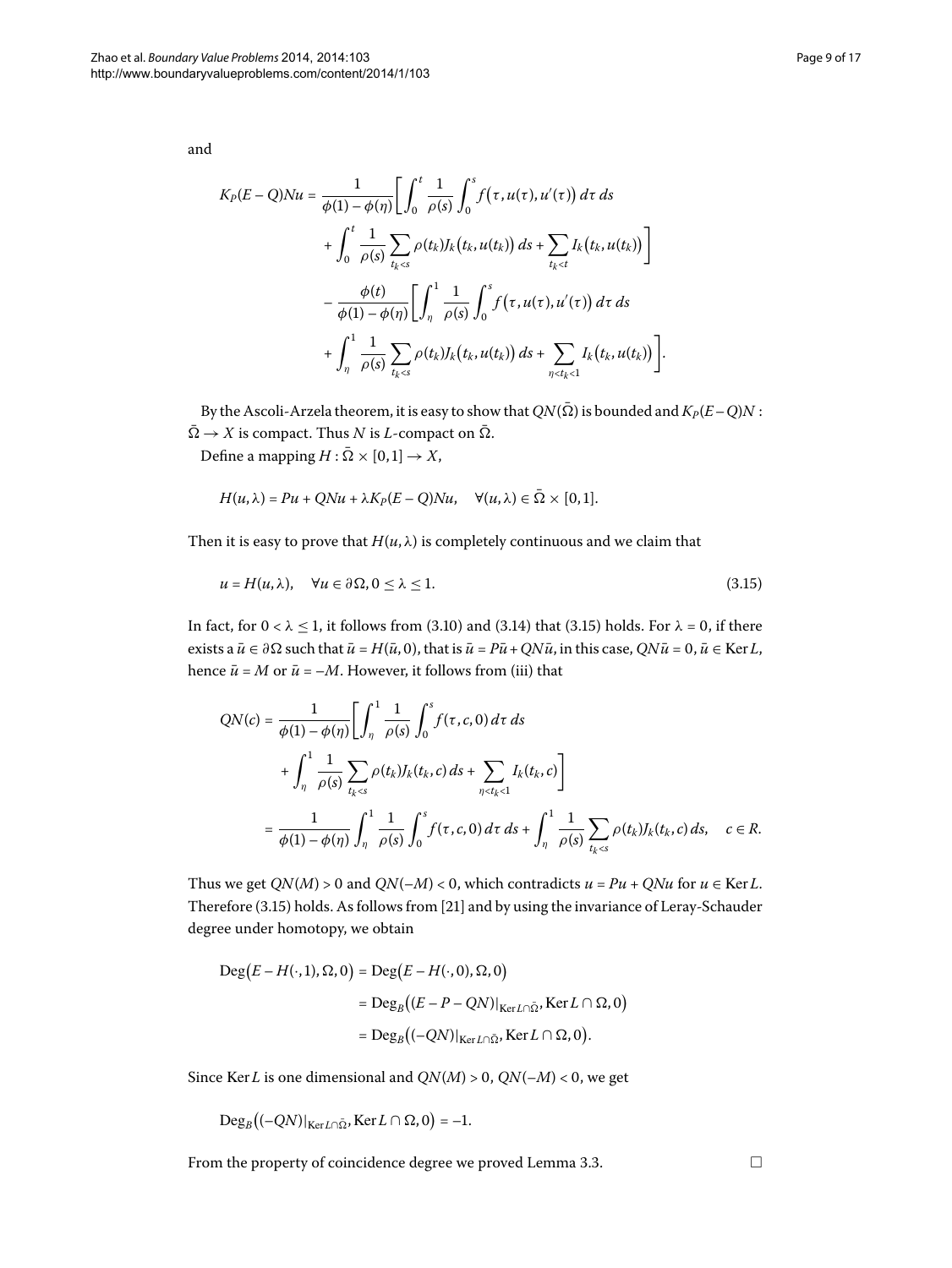and

$$
\begin{aligned}
K_P(E-Q)Nu = {} & \frac{1}{\phi(1)-\phi(\eta)}\bigg[\int_0^t \frac{1}{\rho(s)}\int_0^s f\big(\tau,u(\tau),u'(\tau)\big)\,d\tau\,ds \\
& + \int_0^t \frac{1}{\rho(s)}\sum_{t_k<s}\rho(t_k)J_k\big(t_k,u(t_k)\big)\,ds + \sum_{t_k<t} I_k\big(t_k,u(t_k)\big)\bigg] \\
& - \frac{\phi(t)}{\phi(1)-\phi(\eta)}\bigg[\int_\eta^1 \frac{1}{\rho(s)}\int_0^s f\big(\tau,u(\tau),u'(\tau)\big)\,d\tau\,ds \\
& + \int_\eta^1 \frac{1}{\rho(s)}\sum_{t_k<s}\rho(t_k)J_k\big(t_k,u(t_k)\big)\,ds + \sum_{\eta<t_k<1} I_k\big(t_k,u(t_k)\big)\bigg].
\end{aligned}
$$

By the Ascoli-Arzela theorem, it is easy to show that $QN(\bar{\Omega})$ is bounded and $K_P(E-Q)N: \bar{\Omega}\to X$ is compact. Thus $N$ is $L$-compact on $\bar{\Omega}$.

Define a mapping $H: \bar{\Omega}\times[0,1]\to X$,

$$
H(u,\lambda) = Pu + QNu + \lambda K_P(E-Q)Nu, \quad \forall (u,\lambda)\in\bar{\Omega}\times[0,1].
$$

Then it is easy to prove that $H(u,\lambda)$ is completely continuous and we claim that

$$
u = H(u,\lambda), \quad \forall u\in\partial\Omega, 0\le\lambda\le 1. \tag{3.15}
$$

In fact, for $0<\lambda\le 1$, it follows from (3.10) and (3.14) that (3.15) holds. For $\lambda=0$, if there exists a $\bar{u}\in\partial\Omega$ such that $\bar{u}=H(\bar{u},0)$, that is $\bar{u}=P\bar{u}+QN\bar{u}$, in this case, $QN\bar{u}=0$, $\bar{u}\in\operatorname{Ker}L$, hence $\bar{u}=M$ or $\bar{u}=-M$. However, it follows from (iii) that

$$
\begin{aligned}
QN(c) = {} & \frac{1}{\phi(1)-\phi(\eta)}\bigg[\int_\eta^1 \frac{1}{\rho(s)}\int_0^s f(\tau,c,0)\,d\tau\,ds \\
& + \int_\eta^1 \frac{1}{\rho(s)}\sum_{t_k<s}\rho(t_k)J_k(t_k,c)\,ds + \sum_{\eta<t_k<1} I_k(t_k,c)\bigg] \\
= {} & \frac{1}{\phi(1)-\phi(\eta)}\int_\eta^1 \frac{1}{\rho(s)}\int_0^s f(\tau,c,0)\,d\tau\,ds + \int_\eta^1 \frac{1}{\rho(s)}\sum_{t_k<s}\rho(t_k)J_k(t_k,c)\,ds, \quad c\in R.
\end{aligned}
$$

Thus we get $QN(M)>0$ and $QN(-M)<0$, which contradicts $u=Pu+QNu$ for $u\in\operatorname{Ker}L$. Therefore (3.15) holds. As follows from [21] and by using the invariance of Leray-Schauder degree under homotopy, we obtain

$$
\begin{aligned}
\operatorname{Deg}\big(E-H(\cdot,1),\Omega,0\big) &= \operatorname{Deg}\big(E-H(\cdot,0),\Omega,0\big) \\
&= \operatorname{Deg}_B\big((E-P-QN)|_{\operatorname{Ker}L\cap\bar{\Omega}},\operatorname{Ker}L\cap\Omega,0\big) \\
&= \operatorname{Deg}_B\big((-QN)|_{\operatorname{Ker}L\cap\bar{\Omega}},\operatorname{Ker}L\cap\Omega,0\big).
\end{aligned}
$$

Since $\operatorname{Ker}L$ is one dimensional and $QN(M)>0$, $QN(-M)<0$, we get

$$
\operatorname{Deg}_B\big((-QN)|_{\operatorname{Ker}L\cap\bar{\Omega}},\operatorname{Ker}L\cap\Omega,0\big) = -1.
$$

From the property of coincidence degree we proved Lemma 3.3. □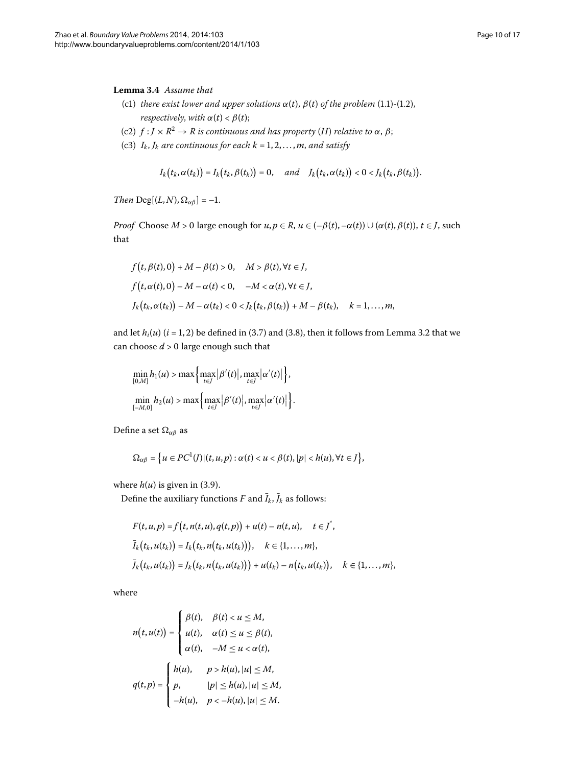**Lemma 3.4** *Assume that*

- (c1) *there exist lower and upper solutions $\alpha(t)$, $\beta(t)$ of the problem* (1.1)-(1.2), *respectively, with $\alpha(t) < \beta(t)$*;
- (c2) *$f : J \times R^2 \to R$ is continuous and has property $(H)$ relative to $\alpha$, $\beta$*;
- (c3) *$I_k, J_k$ are continuous for each $k = 1, 2, \ldots, m$, and satisfy*

$$I_k(t_k, \alpha(t_k)) = I_k(t_k, \beta(t_k)) = 0, \quad \text{and} \quad J_k(t_k, \alpha(t_k)) < 0 < J_k(t_k, \beta(t_k)).$$

*Then* $\mathrm{Deg}[(L, N), \Omega_{\alpha\beta}] = -1$.

*Proof* Choose $M > 0$ large enough for $u, p \in R$, $u \in (-\beta(t), -\alpha(t)) \cup (\alpha(t), \beta(t))$, $t \in J$, such that

$$\begin{aligned}
&f(t, \beta(t), 0) + M - \beta(t) > 0, \quad M > \beta(t), \forall t \in J, \\
&f(t, \alpha(t), 0) - M - \alpha(t) < 0, \quad -M < \alpha(t), \forall t \in J, \\
&J_k(t_k, \alpha(t_k)) - M - \alpha(t_k) < 0 < J_k(t_k, \beta(t_k)) + M - \beta(t_k), \quad k = 1, \ldots, m,
\end{aligned}$$

and let $h_i(u)$ $(i = 1, 2)$ be defined in (3.7) and (3.8), then it follows from Lemma 3.2 that we can choose $d > 0$ large enough such that

$$\begin{aligned}
&\min_{[0,M]} h_1(u) > \max\Big\{\max_{t \in J}|\beta'(t)|, \max_{t \in J}|\alpha'(t)|\Big\}, \\
&\min_{[-M,0]} h_2(u) > \max\Big\{\max_{t \in J}|\beta'(t)|, \max_{t \in J}|\alpha'(t)|\Big\}.
\end{aligned}$$

Define a set $\Omega_{\alpha\beta}$ as

$$\Omega_{\alpha\beta} = \big\{u \in PC^1(J) | (t, u, p) : \alpha(t) < u < \beta(t), |p| < h(u), \forall t \in J\big\},$$

where $h(u)$ is given in (3.9).

Define the auxiliary functions $F$ and $\bar{I}_k$, $\bar{J}_k$ as follows:

$$\begin{aligned}
&F(t, u, p) = f(t, n(t, u), q(t, p)) + u(t) - n(t, u), \quad t \in J^*, \\
&\bar{I}_k(t_k, u(t_k)) = I_k(t_k, n(t_k, u(t_k))), \quad k \in \{1, \ldots, m\}, \\
&\bar{J}_k(t_k, u(t_k)) = J_k(t_k, n(t_k, u(t_k))) + u(t_k) - n(t_k, u(t_k)), \quad k \in \{1, \ldots, m\},
\end{aligned}$$

where

$$n(t, u(t)) = \begin{cases} \beta(t), & \beta(t) < u \le M, \\ u(t), & \alpha(t) \le u \le \beta(t), \\ \alpha(t), & -M \le u < \alpha(t), \end{cases}$$

$$q(t, p) = \begin{cases} h(u), & p > h(u), |u| \le M, \\ p, & |p| \le h(u), |u| \le M, \\ -h(u), & p < -h(u), |u| \le M. \end{cases}$$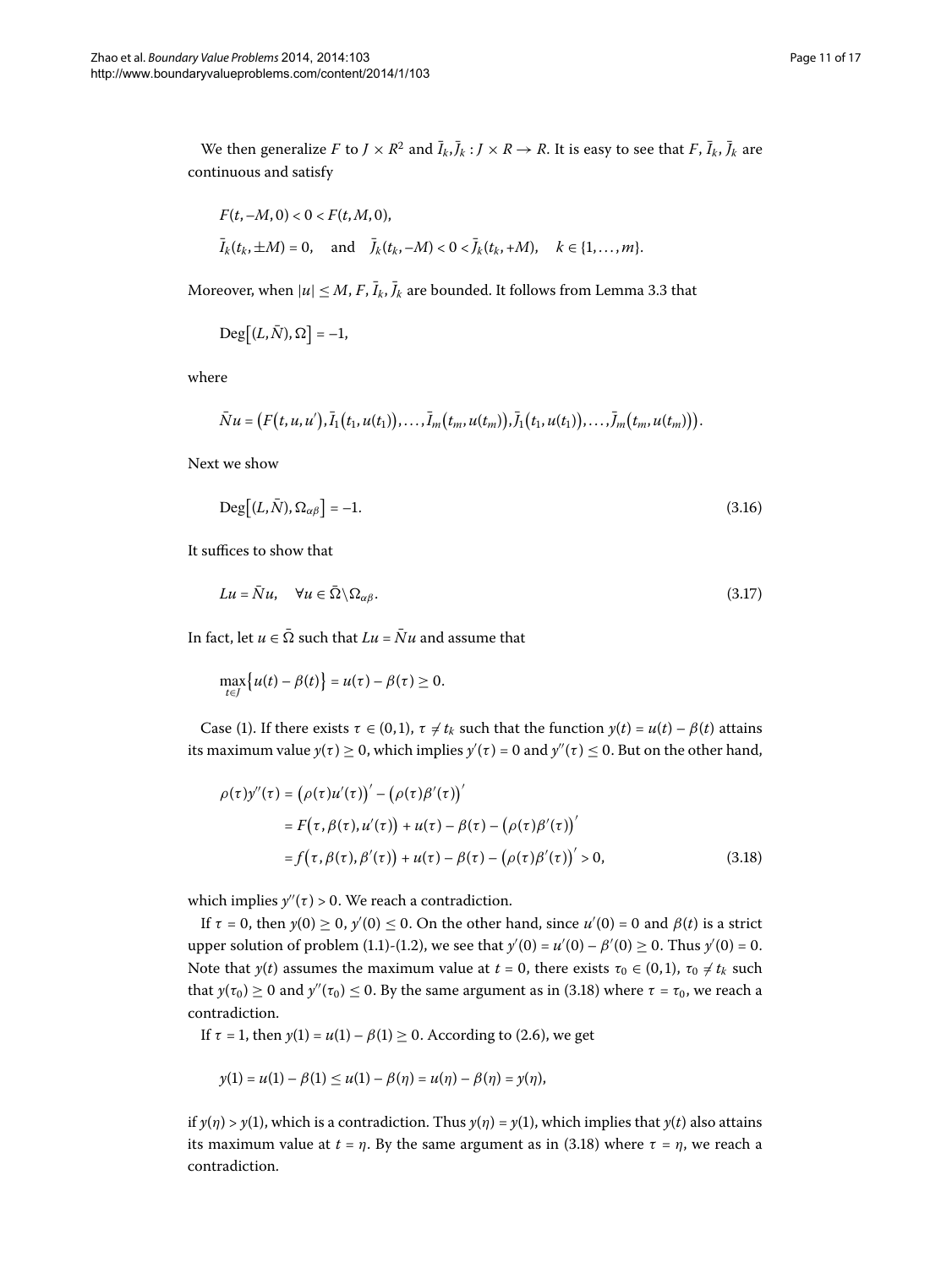We then generalize $F$ to $J \times R^2$ and $\bar{I}_k, \bar{J}_k : J \times R \to R$. It is easy to see that $F, \bar{I}_k, \bar{J}_k$ are continuous and satisfy

$$F(t, -M, 0) < 0 < F(t, M, 0),$$
$$\bar{I}_k(t_k, \pm M) = 0, \quad \text{and} \quad \bar{J}_k(t_k, -M) < 0 < \bar{J}_k(t_k, +M), \quad k \in \{1, \ldots, m\}.$$

Moreover, when $|u| \leq M$, $F, \bar{I}_k, \bar{J}_k$ are bounded. It follows from Lemma 3.3 that

$$\operatorname{Deg}\big[(L, \bar{N}), \Omega\big] = -1,$$

where

$$\bar{N}u = \big(F(t, u, u'), \bar{I}_1(t_1, u(t_1)), \ldots, \bar{I}_m(t_m, u(t_m)), \bar{J}_1(t_1, u(t_1)), \ldots, \bar{J}_m(t_m, u(t_m))\big).$$

Next we show

$$\operatorname{Deg}\big[(L, \bar{N}), \Omega_{\alpha\beta}\big] = -1. \tag{3.16}$$

It suffices to show that

$$Lu = \bar{N}u, \quad \forall u \in \bar{\Omega} \setminus \Omega_{\alpha\beta}. \tag{3.17}$$

In fact, let $u \in \bar{\Omega}$ such that $Lu = \bar{N}u$ and assume that

$$\max_{t \in J}\big\{u(t) - \beta(t)\big\} = u(\tau) - \beta(\tau) \geq 0.$$

Case (1). If there exists $\tau \in (0,1)$, $\tau \neq t_k$ such that the function $y(t) = u(t) - \beta(t)$ attains its maximum value $y(\tau) \geq 0$, which implies $y'(\tau) = 0$ and $y''(\tau) \leq 0$. But on the other hand,

$$\begin{aligned}
\rho(\tau)y''(\tau) &= \big(\rho(\tau)u'(\tau)\big)' - \big(\rho(\tau)\beta'(\tau)\big)' \\
&= F\big(\tau, \beta(\tau), u'(\tau)\big) + u(\tau) - \beta(\tau) - \big(\rho(\tau)\beta'(\tau)\big)' \\
&= f\big(\tau, \beta(\tau), \beta'(\tau)\big) + u(\tau) - \beta(\tau) - \big(\rho(\tau)\beta'(\tau)\big)' > 0,
\end{aligned} \tag{3.18}$$

which implies $y''(\tau) > 0$. We reach a contradiction.

If $\tau = 0$, then $y(0) \geq 0$, $y'(0) \leq 0$. On the other hand, since $u'(0) = 0$ and $\beta(t)$ is a strict upper solution of problem (1.1)-(1.2), we see that $y'(0) = u'(0) - \beta'(0) \geq 0$. Thus $y'(0) = 0$. Note that $y(t)$ assumes the maximum value at $t = 0$, there exists $\tau_0 \in (0,1)$, $\tau_0 \neq t_k$ such that $y(\tau_0) \geq 0$ and $y''(\tau_0) \leq 0$. By the same argument as in (3.18) where $\tau = \tau_0$, we reach a contradiction.

If $\tau = 1$, then $y(1) = u(1) - \beta(1) \geq 0$. According to (2.6), we get

$$y(1) = u(1) - \beta(1) \leq u(1) - \beta(\eta) = u(\eta) - \beta(\eta) = y(\eta),$$

if $y(\eta) > y(1)$, which is a contradiction. Thus $y(\eta) = y(1)$, which implies that $y(t)$ also attains its maximum value at $t = \eta$. By the same argument as in (3.18) where $\tau = \eta$, we reach a contradiction.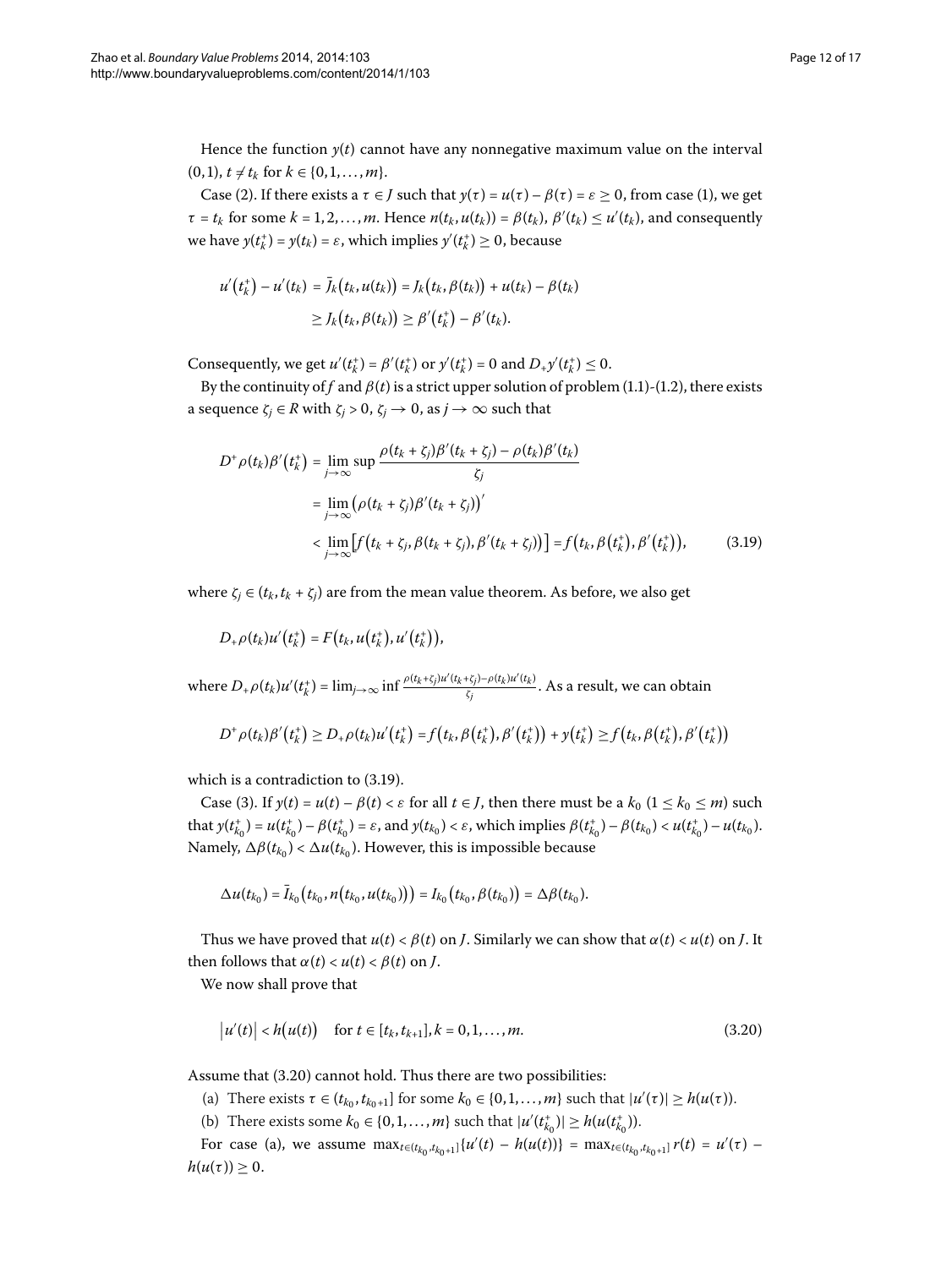Hence the function $y(t)$ cannot have any nonnegative maximum value on the interval $(0,1)$, $t \neq t_k$ for $k \in \{0,1,\ldots,m\}$.

Case (2). If there exists a $\tau \in J$ such that $y(\tau) = u(\tau) - \beta(\tau) = \varepsilon \geq 0$, from case (1), we get $\tau = t_k$ for some $k = 1,2,\ldots,m$. Hence $n(t_k, u(t_k)) = \beta(t_k)$, $\beta'(t_k) \leq u'(t_k)$, and consequently we have $y(t_k^+) = y(t_k) = \varepsilon$, which implies $y'(t_k^+) \geq 0$, because

$$
\begin{aligned}
u'(t_k^+) - u'(t_k) &= \bar{J}_k(t_k, u(t_k)) = J_k(t_k, \beta(t_k)) + u(t_k) - \beta(t_k) \\
&\geq J_k(t_k, \beta(t_k)) \geq \beta'(t_k^+) - \beta'(t_k).
\end{aligned}
$$

Consequently, we get $u'(t_k^+) = \beta'(t_k^+)$ or $y'(t_k^+) = 0$ and $D_+ y'(t_k^+) \leq 0$.

By the continuity of $f$ and $\beta(t)$ is a strict upper solution of problem (1.1)-(1.2), there exists a sequence $\zeta_j \in R$ with $\zeta_j > 0$, $\zeta_j \to 0$, as $j \to \infty$ such that

$$
\begin{aligned}
D^+ \rho(t_k)\beta'(t_k^+) &= \lim_{j\to\infty} \sup \frac{\rho(t_k + \zeta_j)\beta'(t_k + \zeta_j) - \rho(t_k)\beta'(t_k)}{\zeta_j} \\
&= \lim_{j\to\infty} \left(\rho(t_k + \zeta_j)\beta'(t_k + \zeta_j)\right)' \\
&< \lim_{j\to\infty} \left[f\left(t_k + \zeta_j, \beta(t_k + \zeta_j), \beta'(t_k + \zeta_j)\right)\right] = f\left(t_k, \beta(t_k^+), \beta'(t_k^+)\right),
\end{aligned}
\tag{3.19}
$$

where $\zeta_j \in (t_k, t_k + \zeta_j)$ are from the mean value theorem. As before, we also get

$$
D_+ \rho(t_k)u'(t_k^+) = F\left(t_k, u(t_k^+), u'(t_k^+)\right),
$$

where $D_+ \rho(t_k)u'(t_k^+) = \lim_{j\to\infty} \inf \frac{\rho(t_k+\zeta_j)u'(t_k+\zeta_j) - \rho(t_k)u'(t_k)}{\zeta_j}$. As a result, we can obtain

$$
D^+ \rho(t_k)\beta'(t_k^+) \geq D_+ \rho(t_k)u'(t_k^+) = f\left(t_k, \beta(t_k^+), \beta'(t_k^+)\right) + y(t_k^+) \geq f\left(t_k, \beta(t_k^+), \beta'(t_k^+)\right)
$$

which is a contradiction to (3.19).

Case (3). If $y(t) = u(t) - \beta(t) < \varepsilon$ for all $t \in J$, then there must be a $k_0$ ($1 \leq k_0 \leq m$) such that $y(t_{k_0}^+) = u(t_{k_0}^+) - \beta(t_{k_0}^+) = \varepsilon$, and $y(t_{k_0}) < \varepsilon$, which implies $\beta(t_{k_0}^+) - \beta(t_{k_0}) < u(t_{k_0}^+) - u(t_{k_0})$. Namely, $\Delta\beta(t_{k_0}) < \Delta u(t_{k_0})$. However, this is impossible because

$$
\Delta u(t_{k_0}) = \bar{I}_{k_0}\left(t_{k_0}, n(t_{k_0}, u(t_{k_0}))\right) = I_{k_0}\left(t_{k_0}, \beta(t_{k_0})\right) = \Delta\beta(t_{k_0}).
$$

Thus we have proved that $u(t) < \beta(t)$ on $J$. Similarly we can show that $\alpha(t) < u(t)$ on $J$. It then follows that $\alpha(t) < u(t) < \beta(t)$ on $J$.

We now shall prove that

$$
\left|u'(t)\right| < h\left(u(t)\right) \quad \text{for } t \in [t_k, t_{k+1}], k = 0,1,\ldots,m. \tag{3.20}
$$

Assume that (3.20) cannot hold. Thus there are two possibilities:

(a) There exists $\tau \in (t_{k_0}, t_{k_0+1}]$ for some $k_0 \in \{0,1,\ldots,m\}$ such that $|u'(\tau)| \geq h(u(\tau))$.

(b) There exists some $k_0 \in \{0,1,\ldots,m\}$ such that $|u'(t_{k_0}^+)| \geq h(u(t_{k_0}^+))$.

For case (a), we assume $\max_{t\in(t_{k_0},t_{k_0+1}]}\{u'(t) - h(u(t))\} = \max_{t\in(t_{k_0},t_{k_0+1}]} r(t) = u'(\tau) - h(u(\tau)) \geq 0$.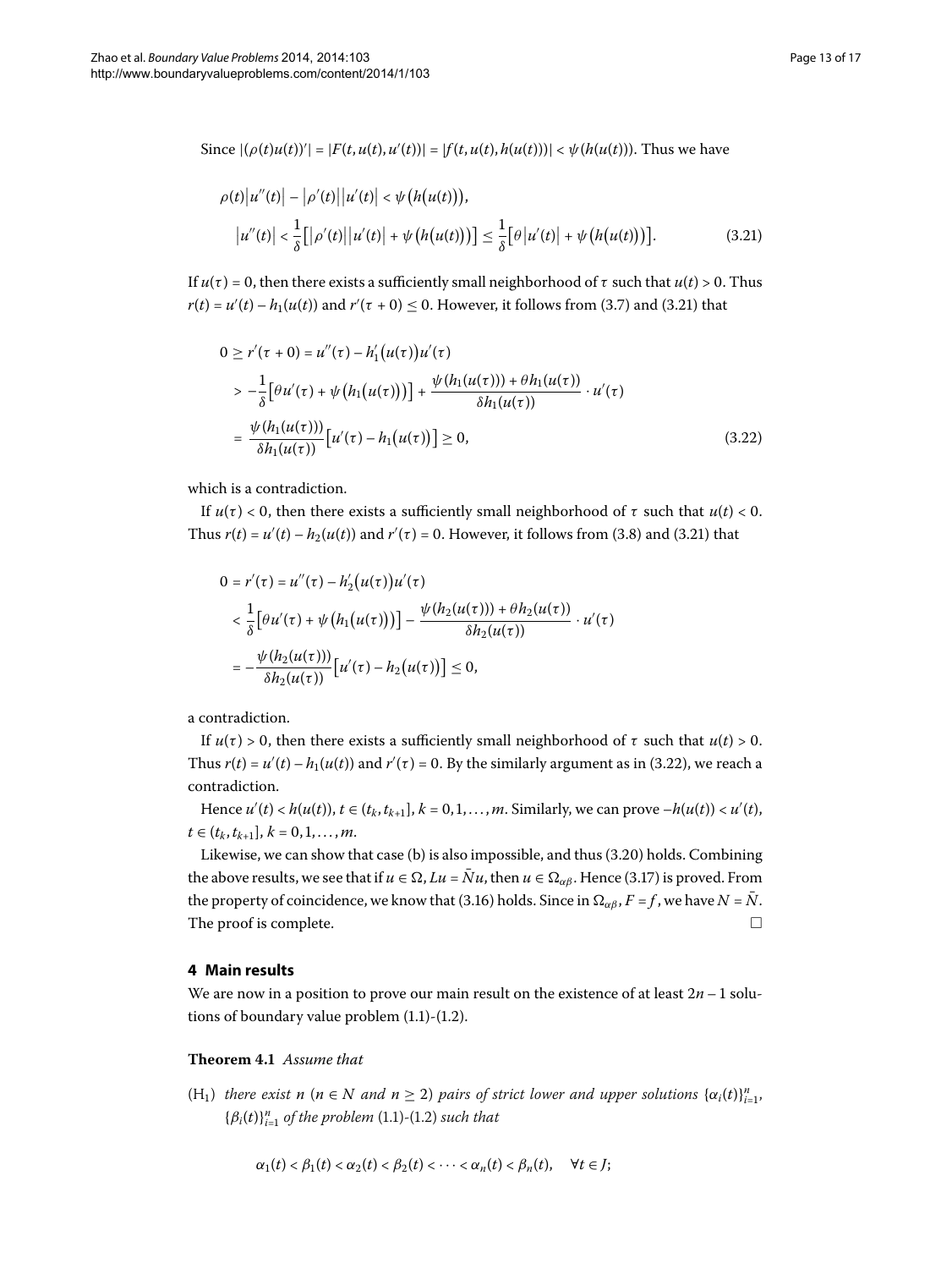Since $|(\rho(t)u(t))'| = |F(t,u(t),u'(t))| = |f(t,u(t),h(u(t)))| < \psi(h(u(t)))$. Thus we have

$$
\begin{aligned}
&\rho(t)\left|u''(t)\right| - \left|\rho'(t)\right|\left|u'(t)\right| < \psi\big(h\big(u(t)\big)\big),\\
&\left|u''(t)\right| < \frac{1}{\delta}\big[\left|\rho'(t)\right|\left|u'(t)\right| + \psi\big(h\big(u(t)\big)\big)\big] \leq \frac{1}{\delta}\big[\theta\left|u'(t)\right| + \psi\big(h\big(u(t)\big)\big)\big]. \qquad (3.21)
\end{aligned}
$$

If $u(\tau) = 0$, then there exists a sufficiently small neighborhood of $\tau$ such that $u(t) > 0$. Thus $r(t) = u'(t) - h_1(u(t))$ and $r'(\tau + 0) \leq 0$. However, it follows from (3.7) and (3.21) that

$$
\begin{aligned}
0 \geq r'(\tau+0) &= u''(\tau) - h_1'\big(u(\tau)\big)u'(\tau)\\
&> -\frac{1}{\delta}\big[\theta u'(\tau) + \psi\big(h_1\big(u(\tau)\big)\big)\big] + \frac{\psi(h_1(u(\tau))) + \theta h_1(u(\tau))}{\delta h_1(u(\tau))}\cdot u'(\tau)\\
&= \frac{\psi(h_1(u(\tau)))}{\delta h_1(u(\tau))}\big[u'(\tau) - h_1\big(u(\tau)\big)\big] \geq 0, \qquad (3.22)
\end{aligned}
$$

which is a contradiction.

If $u(\tau) < 0$, then there exists a sufficiently small neighborhood of $\tau$ such that $u(t) < 0$. Thus $r(t) = u'(t) - h_2(u(t))$ and $r'(\tau) = 0$. However, it follows from (3.8) and (3.21) that

$$
\begin{aligned}
0 = r'(\tau) &= u''(\tau) - h_2'\big(u(\tau)\big)u'(\tau)\\
&< \frac{1}{\delta}\big[\theta u'(\tau) + \psi\big(h_1\big(u(\tau)\big)\big)\big] - \frac{\psi(h_2(u(\tau))) + \theta h_2(u(\tau))}{\delta h_2(u(\tau))}\cdot u'(\tau)\\
&= -\frac{\psi(h_2(u(\tau)))}{\delta h_2(u(\tau))}\big[u'(\tau) - h_2\big(u(\tau)\big)\big] \leq 0,
\end{aligned}
$$

a contradiction.

If $u(\tau) > 0$, then there exists a sufficiently small neighborhood of $\tau$ such that $u(t) > 0$. Thus $r(t) = u'(t) - h_1(u(t))$ and $r'(\tau) = 0$. By the similarly argument as in (3.22), we reach a contradiction.

Hence $u'(t) < h(u(t))$, $t \in (t_k, t_{k+1}]$, $k = 0,1,\ldots,m$. Similarly, we can prove $-h(u(t)) < u'(t)$, $t \in (t_k, t_{k+1}]$, $k = 0,1,\ldots,m$.

Likewise, we can show that case (b) is also impossible, and thus (3.20) holds. Combining the above results, we see that if $u \in \Omega$, $Lu = \bar{N}u$, then $u \in \Omega_{\alpha\beta}$. Hence (3.17) is proved. From the property of coincidence, we know that (3.16) holds. Since in $\Omega_{\alpha\beta}$, $F = f$, we have $N = \bar{N}$. The proof is complete. □

## 4 Main results

We are now in a position to prove our main result on the existence of at least $2n-1$ solutions of boundary value problem (1.1)-(1.2).

**Theorem 4.1** *Assume that*

($H_1$) *there exist $n$ ($n \in N$ and $n \geq 2$) pairs of strict lower and upper solutions $\{\alpha_i(t)\}_{i=1}^n$, $\{\beta_i(t)\}_{i=1}^n$ of the problem* (1.1)-(1.2) *such that*

$$
\alpha_1(t) < \beta_1(t) < \alpha_2(t) < \beta_2(t) < \cdots < \alpha_n(t) < \beta_n(t), \quad \forall t \in J;
$$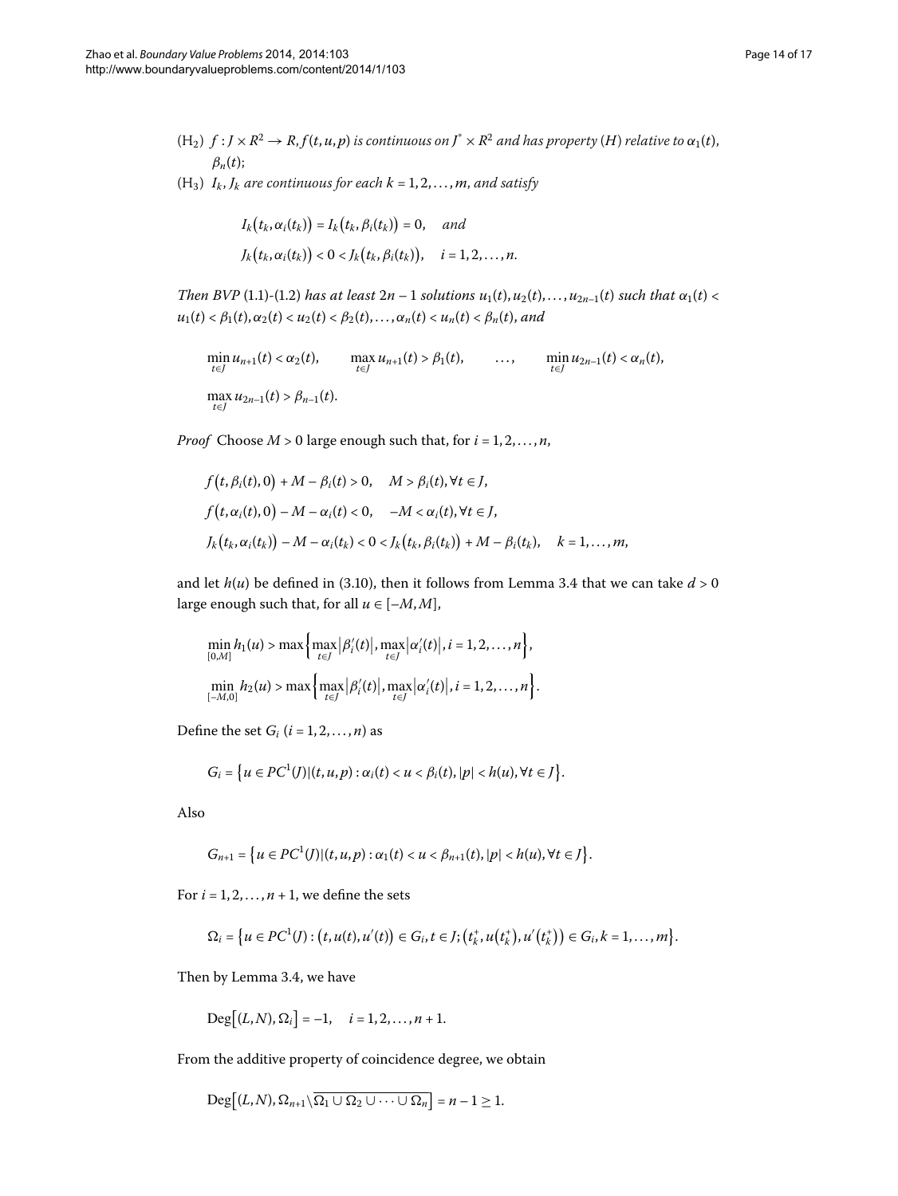(H$_2$) $f : J \times R^2 \to R, f(t,u,p)$ *is continuous on* $J^* \times R^2$ *and has property* $(H)$ *relative to* $\alpha_1(t)$, $\beta_n(t)$;

(H$_3$) $I_k, J_k$ *are continuous for each* $k = 1, 2, \ldots, m$, *and satisfy*

$$I_k(t_k, \alpha_i(t_k)) = I_k(t_k, \beta_i(t_k)) = 0, \quad \textit{and}$$
$$J_k(t_k, \alpha_i(t_k)) < 0 < J_k(t_k, \beta_i(t_k)), \quad i = 1, 2, \ldots, n.$$

*Then BVP* (1.1)-(1.2) *has at least* $2n-1$ *solutions* $u_1(t), u_2(t), \ldots, u_{2n-1}(t)$ *such that* $\alpha_1(t) < u_1(t) < \beta_1(t), \alpha_2(t) < u_2(t) < \beta_2(t), \ldots, \alpha_n(t) < u_n(t) < \beta_n(t)$, *and*

$$\min_{t\in J} u_{n+1}(t) < \alpha_2(t), \qquad \max_{t\in J} u_{n+1}(t) > \beta_1(t), \qquad \ldots, \qquad \min_{t\in J} u_{2n-1}(t) < \alpha_n(t),$$
$$\max_{t\in J} u_{2n-1}(t) > \beta_{n-1}(t).$$

*Proof* Choose $M > 0$ large enough such that, for $i = 1, 2, \ldots, n$,

$$f(t, \beta_i(t), 0) + M - \beta_i(t) > 0, \quad M > \beta_i(t), \forall t \in J,$$
$$f(t, \alpha_i(t), 0) - M - \alpha_i(t) < 0, \quad -M < \alpha_i(t), \forall t \in J,$$
$$J_k(t_k, \alpha_i(t_k)) - M - \alpha_i(t_k) < 0 < J_k(t_k, \beta_i(t_k)) + M - \beta_i(t_k), \quad k = 1, \ldots, m,$$

and let $h(u)$ be defined in (3.10), then it follows from Lemma 3.4 that we can take $d > 0$ large enough such that, for all $u \in [-M, M]$,

$$\min_{[0,M]} h_1(u) > \max\Big\{\max_{t\in J}|\beta_i'(t)|, \max_{t\in J}|\alpha_i'(t)|, i = 1, 2, \ldots, n\Big\},$$
$$\min_{[-M,0]} h_2(u) > \max\Big\{\max_{t\in J}|\beta_i'(t)|, \max_{t\in J}|\alpha_i'(t)|, i = 1, 2, \ldots, n\Big\}.$$

Define the set $G_i$ $(i = 1, 2, \ldots, n)$ as

$$G_i = \big\{u \in PC^1(J) | (t, u, p) : \alpha_i(t) < u < \beta_i(t), |p| < h(u), \forall t \in J\big\}.$$

Also

$$G_{n+1} = \big\{u \in PC^1(J) | (t, u, p) : \alpha_1(t) < u < \beta_{n+1}(t), |p| < h(u), \forall t \in J\big\}.$$

For $i = 1, 2, \ldots, n+1$, we define the sets

$$\Omega_i = \big\{u \in PC^1(J) : (t, u(t), u'(t)) \in G_i, t \in J; (t_k^+, u(t_k^+), u'(t_k^+)) \in G_i, k = 1, \ldots, m\big\}.$$

Then by Lemma 3.4, we have

$$\mathrm{Deg}[(L, N), \Omega_i] = -1, \quad i = 1, 2, \ldots, n+1.$$

From the additive property of coincidence degree, we obtain

$$\mathrm{Deg}\big[(L, N), \Omega_{n+1} \backslash \overline{\Omega_1 \cup \Omega_2 \cup \cdots \cup \Omega_n}\big] = n - 1 \geq 1.$$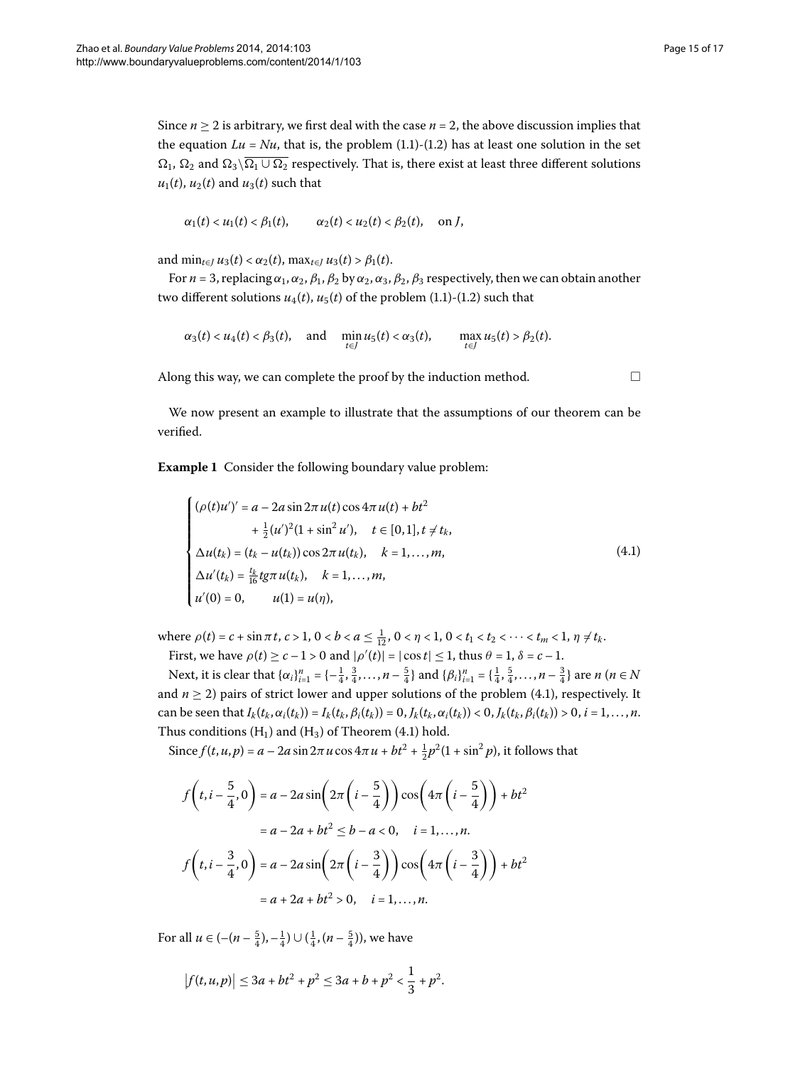Since $n \geq 2$ is arbitrary, we first deal with the case $n = 2$, the above discussion implies that the equation $Lu = Nu$, that is, the problem (1.1)-(1.2) has at least one solution in the set $\Omega_1$, $\Omega_2$ and $\Omega_3 \setminus \overline{\Omega_1 \cup \Omega_2}$ respectively. That is, there exist at least three different solutions $u_1(t)$, $u_2(t)$ and $u_3(t)$ such that

$$\alpha_1(t) < u_1(t) < \beta_1(t), \qquad \alpha_2(t) < u_2(t) < \beta_2(t), \quad \text{on } J,$$

and $\min_{t\in J} u_3(t) < \alpha_2(t)$, $\max_{t\in J} u_3(t) > \beta_1(t)$.

For $n = 3$, replacing $\alpha_1, \alpha_2, \beta_1, \beta_2$ by $\alpha_2, \alpha_3, \beta_2, \beta_3$ respectively, then we can obtain another two different solutions $u_4(t)$, $u_5(t)$ of the problem (1.1)-(1.2) such that

$$\alpha_3(t) < u_4(t) < \beta_3(t), \quad \text{and} \quad \min_{t\in J} u_5(t) < \alpha_3(t), \qquad \max_{t\in J} u_5(t) > \beta_2(t).$$

Along this way, we can complete the proof by the induction method. □

We now present an example to illustrate that the assumptions of our theorem can be verified.

**Example 1** Consider the following boundary value problem:

$$\begin{cases} (\rho(t)u')' = a - 2a \sin 2\pi u(t) \cos 4\pi u(t) + bt^2 \\ \qquad\qquad + \frac{1}{2}(u')^2(1 + \sin^2 u'), \quad t \in [0,1], t \neq t_k, \\ \Delta u(t_k) = (t_k - u(t_k)) \cos 2\pi u(t_k), \quad k = 1, \dots, m, \\ \Delta u'(t_k) = \frac{t_k}{16} tg\pi u(t_k), \quad k = 1, \dots, m, \\ u'(0) = 0, \qquad u(1) = u(\eta), \end{cases} \tag{4.1}$$

where $\rho(t) = c + \sin \pi t$, $c > 1$, $0 < b < a \leq \frac{1}{12}$, $0 < \eta < 1$, $0 < t_1 < t_2 < \cdots < t_m < 1$, $\eta \neq t_k$.

First, we have $\rho(t) \geq c - 1 > 0$ and $|\rho'(t)| = |\cos t| \leq 1$, thus $\theta = 1$, $\delta = c - 1$.

Next, it is clear that $\{\alpha_i\}_{i=1}^n = \{-\frac{1}{4}, \frac{3}{4}, \dots, n - \frac{5}{4}\}$ and $\{\beta_i\}_{i=1}^n = \{\frac{1}{4}, \frac{5}{4}, \dots, n - \frac{3}{4}\}$ are $n$ ($n \in N$ and $n \geq 2$) pairs of strict lower and upper solutions of the problem (4.1), respectively. It can be seen that $I_k(t_k, \alpha_i(t_k)) = I_k(t_k, \beta_i(t_k)) = 0$, $J_k(t_k, \alpha_i(t_k)) < 0$, $J_k(t_k, \beta_i(t_k)) > 0$, $i = 1, \dots, n$. Thus conditions ($H_1$) and ($H_3$) of Theorem (4.1) hold.

Since $f(t,u,p) = a - 2a \sin 2\pi u \cos 4\pi u + bt^2 + \frac{1}{2}p^2(1 + \sin^2 p)$, it follows that

$$\begin{aligned} f\left(t, i - \frac{5}{4}, 0\right) &= a - 2a \sin\left(2\pi\left(i - \frac{5}{4}\right)\right) \cos\left(4\pi\left(i - \frac{5}{4}\right)\right) + bt^2 \\ &= a - 2a + bt^2 \leq b - a < 0, \quad i = 1, \dots, n. \\ f\left(t, i - \frac{3}{4}, 0\right) &= a - 2a \sin\left(2\pi\left(i - \frac{3}{4}\right)\right) \cos\left(4\pi\left(i - \frac{3}{4}\right)\right) + bt^2 \\ &= a + 2a + bt^2 > 0, \quad i = 1, \dots, n. \end{aligned}$$

For all $u \in (-(n - \frac{5}{4}), -\frac{1}{4}) \cup (\frac{1}{4}, (n - \frac{5}{4}))$, we have

$$\left|f(t,u,p)\right| \leq 3a + bt^2 + p^2 \leq 3a + b + p^2 < \frac{1}{3} + p^2.$$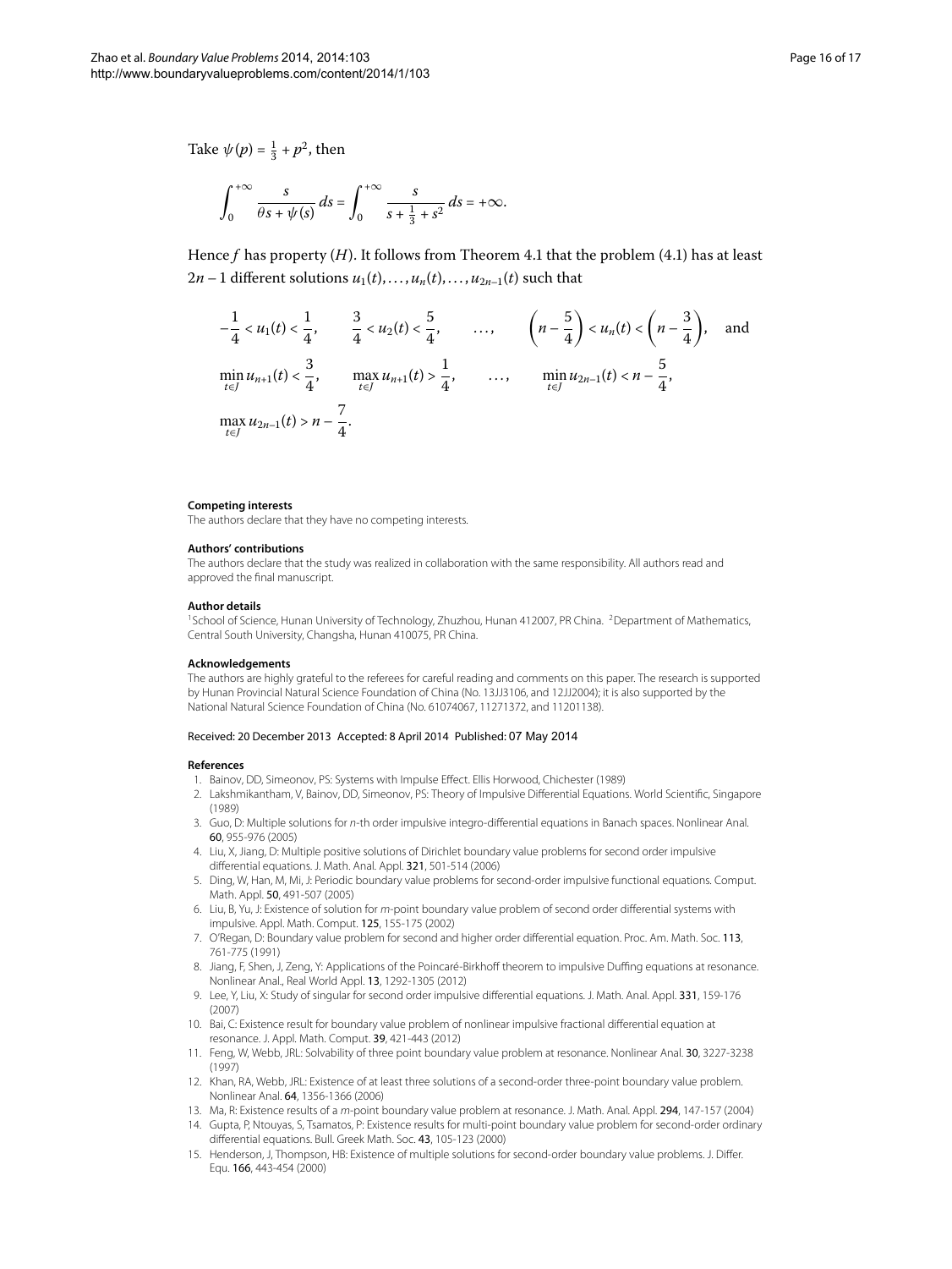Take $\psi(p) = \frac{1}{3} + p^2$, then

$$\int_0^{+\infty} \frac{s}{\theta s + \psi(s)}\, ds = \int_0^{+\infty} \frac{s}{s + \frac{1}{3} + s^2}\, ds = +\infty.$$

Hence $f$ has property $(H)$. It follows from Theorem 4.1 that the problem (4.1) has at least $2n-1$ different solutions $u_1(t), \ldots, u_n(t), \ldots, u_{2n-1}(t)$ such that

$$-\frac{1}{4} < u_1(t) < \frac{1}{4}, \qquad \frac{3}{4} < u_2(t) < \frac{5}{4}, \qquad \ldots, \qquad \left(n - \frac{5}{4}\right) < u_n(t) < \left(n - \frac{3}{4}\right), \quad \text{and}$$

$$\min_{t\in J} u_{n+1}(t) < \frac{3}{4}, \qquad \max_{t\in J} u_{n+1}(t) > \frac{1}{4}, \qquad \ldots, \qquad \min_{t\in J} u_{2n-1}(t) < n - \frac{5}{4},$$

$$\max_{t\in J} u_{2n-1}(t) > n - \frac{7}{4}.$$

#### Competing interests

The authors declare that they have no competing interests.

#### Authors' contributions

The authors declare that the study was realized in collaboration with the same responsibility. All authors read and approved the final manuscript.

#### Author details

[1]School of Science, Hunan University of Technology, Zhuzhou, Hunan 412007, PR China. [2]Department of Mathematics, Central South University, Changsha, Hunan 410075, PR China.

#### Acknowledgements

The authors are highly grateful to the referees for careful reading and comments on this paper. The research is supported by Hunan Provincial Natural Science Foundation of China (No. 13JJ3106, and 12JJ2004); it is also supported by the National Natural Science Foundation of China (No. 61074067, 11271372, and 11201138).

Received: 20 December 2013 Accepted: 8 April 2014 Published: 07 May 2014

#### References

1. Bainov, DD, Simeonov, PS: Systems with Impulse Effect. Ellis Horwood, Chichester (1989)
2. Lakshmikantham, V, Bainov, DD, Simeonov, PS: Theory of Impulsive Differential Equations. World Scientific, Singapore (1989)
3. Guo, D: Multiple solutions for *n*-th order impulsive integro-differential equations in Banach spaces. Nonlinear Anal. **60**, 955-976 (2005)
4. Liu, X, Jiang, D: Multiple positive solutions of Dirichlet boundary value problems for second order impulsive differential equations. J. Math. Anal. Appl. **321**, 501-514 (2006)
5. Ding, W, Han, M, Mi, J: Periodic boundary value problems for second-order impulsive functional equations. Comput. Math. Appl. **50**, 491-507 (2005)
6. Liu, B, Yu, J: Existence of solution for *m*-point boundary value problem of second order differential systems with impulsive. Appl. Math. Comput. **125**, 155-175 (2002)
7. O'Regan, D: Boundary value problem for second and higher order differential equation. Proc. Am. Math. Soc. **113**, 761-775 (1991)
8. Jiang, F, Shen, J, Zeng, Y: Applications of the Poincaré-Birkhoff theorem to impulsive Duffing equations at resonance. Nonlinear Anal., Real World Appl. **13**, 1292-1305 (2012)
9. Lee, Y, Liu, X: Study of singular for second order impulsive differential equations. J. Math. Anal. Appl. **331**, 159-176 (2007)
10. Bai, C: Existence result for boundary value problem of nonlinear impulsive fractional differential equation at resonance. J. Appl. Math. Comput. **39**, 421-443 (2012)
11. Feng, W, Webb, JRL: Solvability of three point boundary value problem at resonance. Nonlinear Anal. **30**, 3227-3238 (1997)
12. Khan, RA, Webb, JRL: Existence of at least three solutions of a second-order three-point boundary value problem. Nonlinear Anal. **64**, 1356-1366 (2006)
13. Ma, R: Existence results of a *m*-point boundary value problem at resonance. J. Math. Anal. Appl. **294**, 147-157 (2004)
14. Gupta, P, Ntouyas, S, Tsamatos, P: Existence results for multi-point boundary value problem for second-order ordinary differential equations. Bull. Greek Math. Soc. **43**, 105-123 (2000)
15. Henderson, J, Thompson, HB: Existence of multiple solutions for second-order boundary value problems. J. Differ. Equ. **166**, 443-454 (2000)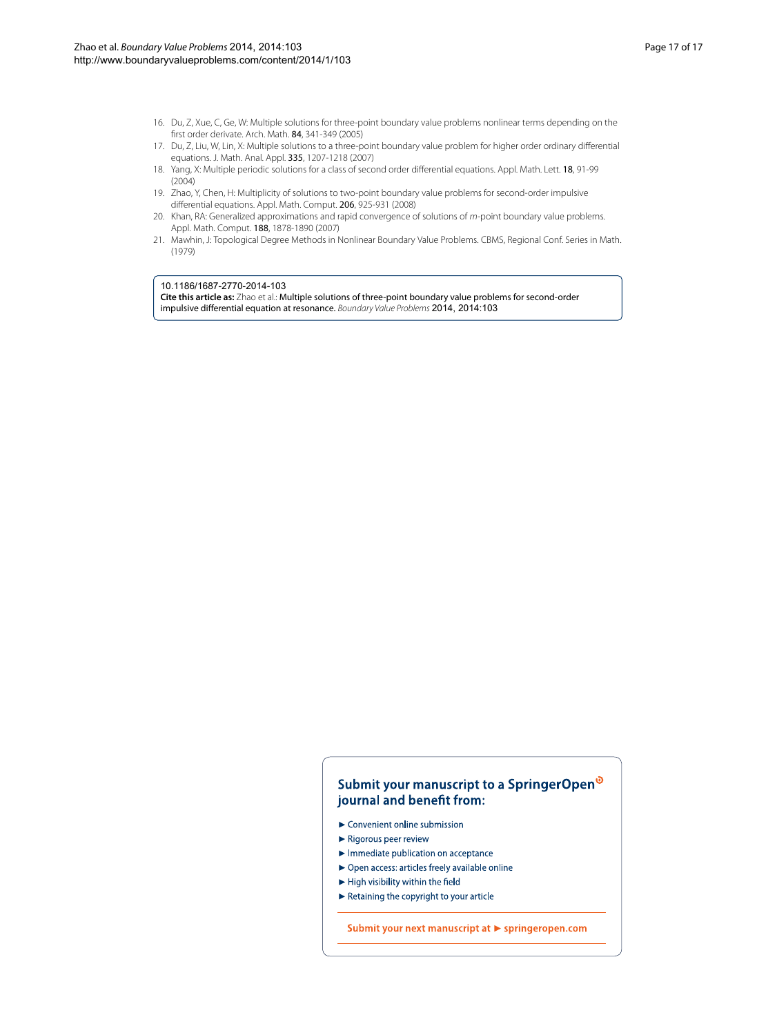16. Du, Z, Xue, C, Ge, W: Multiple solutions for three-point boundary value problems nonlinear terms depending on the first order derivate. Arch. Math. **84**, 341-349 (2005)
17. Du, Z, Liu, W, Lin, X: Multiple solutions to a three-point boundary value problem for higher order ordinary differential equations. J. Math. Anal. Appl. **335**, 1207-1218 (2007)
18. Yang, X: Multiple periodic solutions for a class of second order differential equations. Appl. Math. Lett. **18**, 91-99 (2004)
19. Zhao, Y, Chen, H: Multiplicity of solutions to two-point boundary value problems for second-order impulsive differential equations. Appl. Math. Comput. **206**, 925-931 (2008)
20. Khan, RA: Generalized approximations and rapid convergence of solutions of *m*-point boundary value problems. Appl. Math. Comput. **188**, 1878-1890 (2007)
21. Mawhin, J: Topological Degree Methods in Nonlinear Boundary Value Problems. CBMS, Regional Conf. Series in Math. (1979)

10.1186/1687-2770-2014-103
**Cite this article as:** Zhao et al.: Multiple solutions of three-point boundary value problems for second-order impulsive differential equation at resonance. *Boundary Value Problems* 2014, 2014:103

**Submit your manuscript to a SpringerOpen journal and benefit from:**

- ► Convenient online submission
- ► Rigorous peer review
- ► Immediate publication on acceptance
- ► Open access: articles freely available online
- ► High visibility within the field
- ► Retaining the copyright to your article

**Submit your next manuscript at ► springeropen.com**